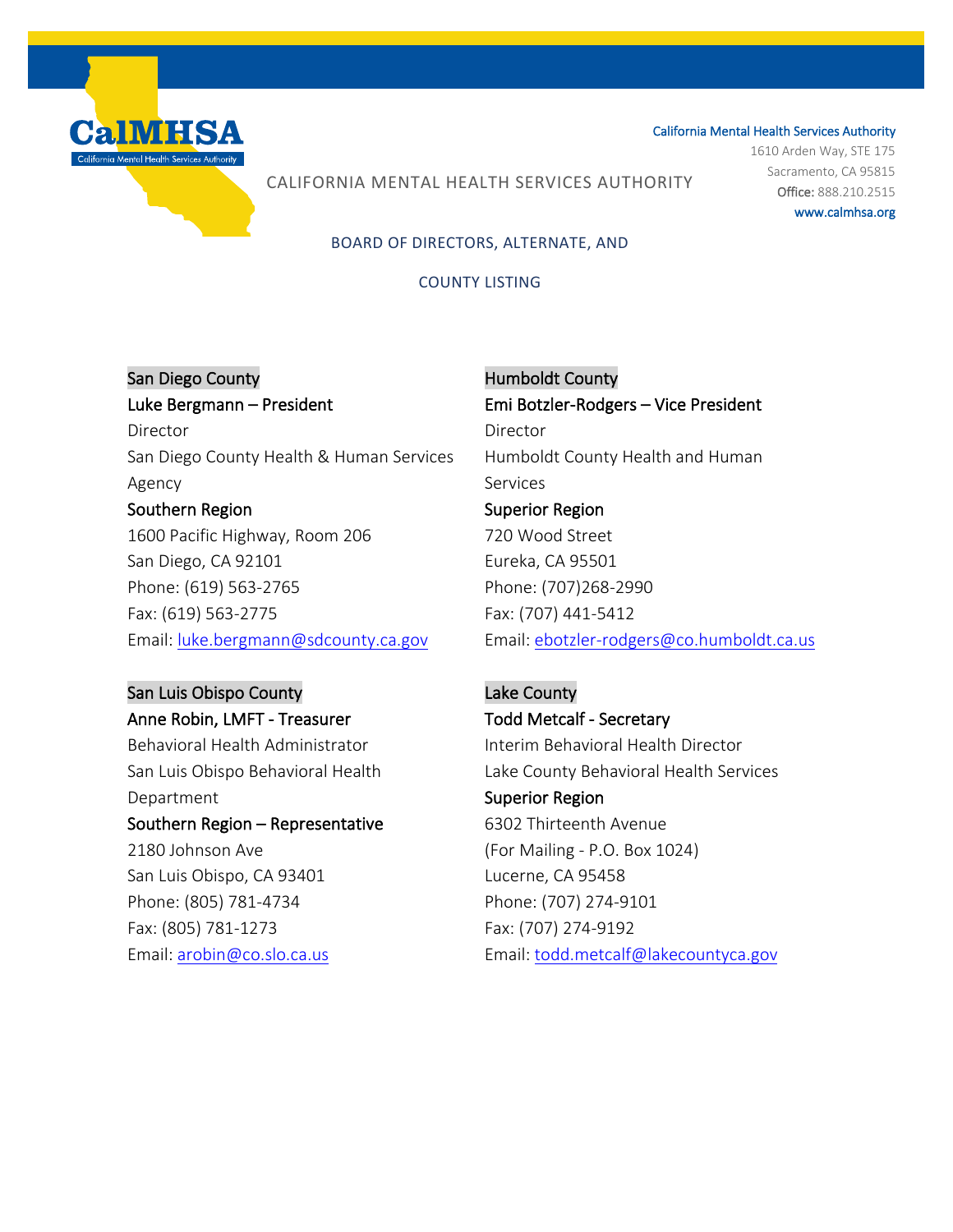CalMHSA
California Mental Health Services Authority

# CALIFORNIA MENTAL HEALTH SERVICES AUTHORITY

California Mental Health Services Authority
1610 Arden Way, STE 175
Sacramento, CA 95815
**Office:** 888.210.2515
www.calmhsa.org

## BOARD OF DIRECTORS, ALTERNATE, AND COUNTY LISTING

San Diego County
**Luke Bergmann – President**
Director
San Diego County Health & Human Services Agency
**Southern Region**
1600 Pacific Highway, Room 206
San Diego, CA 92101
Phone: (619) 563-2765
Fax: (619) 563-2775
Email: luke.bergmann@sdcounty.ca.gov

San Luis Obispo County
**Anne Robin, LMFT - Treasurer**
Behavioral Health Administrator
San Luis Obispo Behavioral Health Department
**Southern Region – Representative**
2180 Johnson Ave
San Luis Obispo, CA 93401
Phone: (805) 781-4734
Fax: (805) 781-1273
Email: arobin@co.slo.ca.us

Humboldt County
**Emi Botzler-Rodgers – Vice President**
Director
Humboldt County Health and Human Services
**Superior Region**
720 Wood Street
Eureka, CA 95501
Phone: (707)268-2990
Fax: (707) 441-5412
Email: ebotzler-rodgers@co.humboldt.ca.us

Lake County
**Todd Metcalf - Secretary**
Interim Behavioral Health Director
Lake County Behavioral Health Services
**Superior Region**
6302 Thirteenth Avenue
(For Mailing - P.O. Box 1024)
Lucerne, CA 95458
Phone: (707) 274-9101
Fax: (707) 274-9192
Email: todd.metcalf@lakecountyca.gov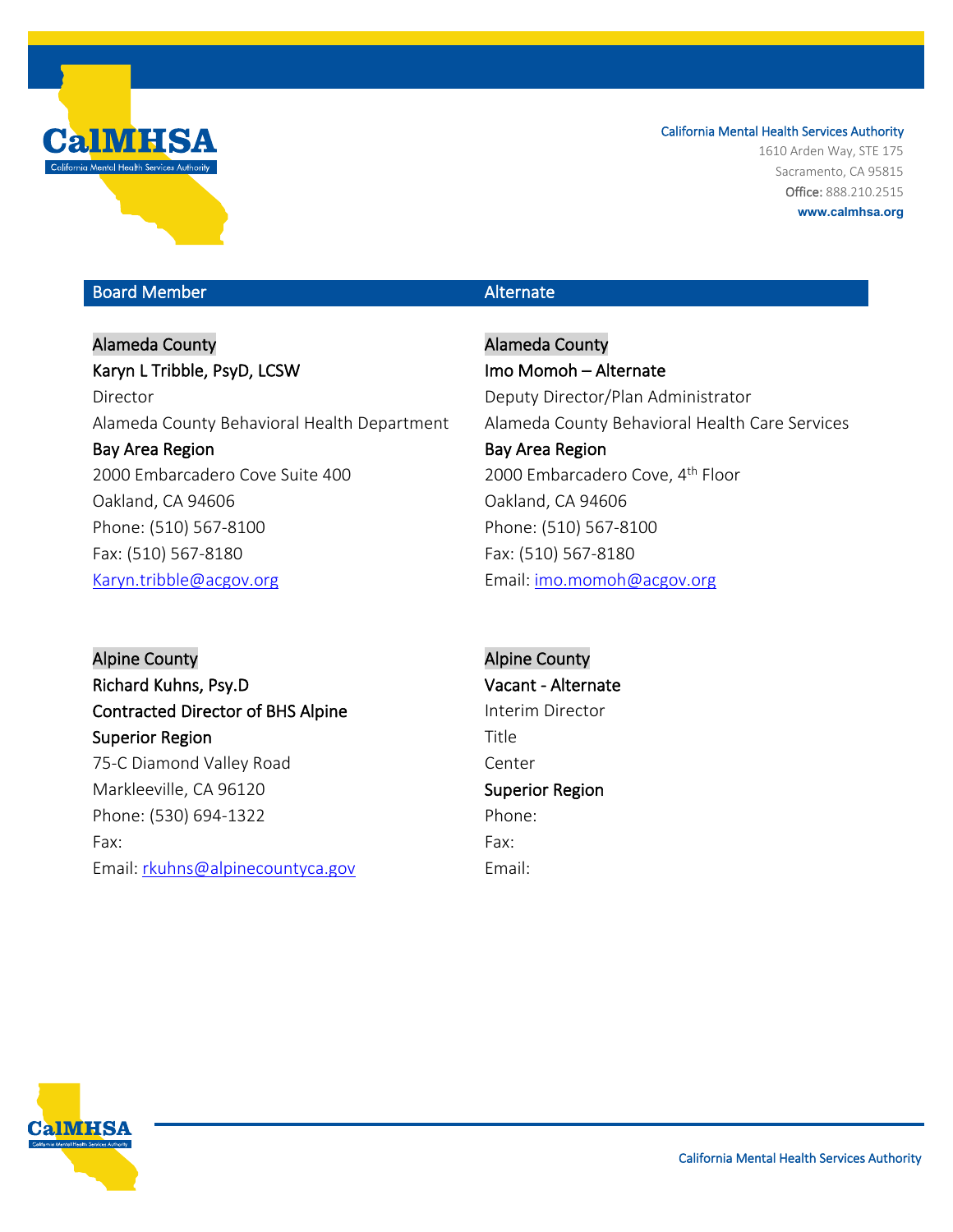California Mental Health Services Authority
1610 Arden Way, STE 175
Sacramento, CA 95815
**Office:** 888.210.2515
**www.calmhsa.org**

| Board Member | Alternate |
|---|---|
| Alameda County | Alameda County |
| **Karyn L Tribble, PsyD, LCSW** | **Imo Momoh – Alternate** |
| Director | Deputy Director/Plan Administrator |
| Alameda County Behavioral Health Department | Alameda County Behavioral Health Care Services |
| **Bay Area Region** | **Bay Area Region** |
| 2000 Embarcadero Cove Suite 400 | 2000 Embarcadero Cove, 4th Floor |
| Oakland, CA 94606 | Oakland, CA 94606 |
| Phone: (510) 567-8100 | Phone: (510) 567-8100 |
| Fax: (510) 567-8180 | Fax: (510) 567-8180 |
| Karyn.tribble@acgov.org | Email: imo.momoh@acgov.org |
| | |
| Alpine County | Alpine County |
| **Richard Kuhns, Psy.D** | **Vacant - Alternate** |
| **Contracted Director of BHS Alpine** | Interim Director |
| **Superior Region** | Title |
| 75-C Diamond Valley Road | Center |
| Markleeville, CA 96120 | **Superior Region** |
| Phone: (530) 694-1322 | Phone: |
| Fax: | Fax: |
| Email: rkuhns@alpinecountyca.gov | Email: |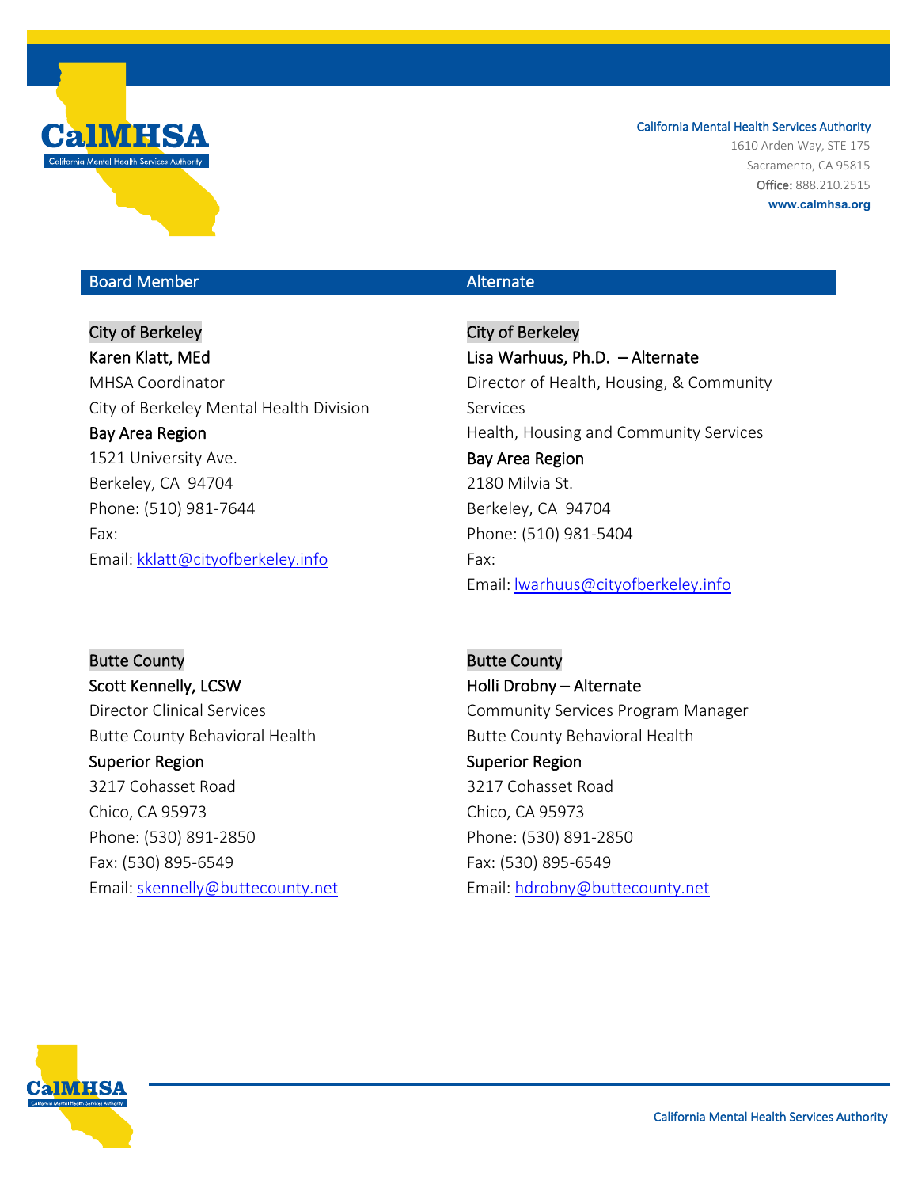California Mental Health Services Authority
1610 Arden Way, STE 175
Sacramento, CA 95815
**Office:** 888.210.2515
**www.calmhsa.org**

| Board Member | Alternate |
|---|---|
| City of Berkeley<br>**Karen Klatt, MEd**<br>MHSA Coordinator<br>City of Berkeley Mental Health Division<br>**Bay Area Region**<br>1521 University Ave.<br>Berkeley, CA 94704<br>Phone: (510) 981-7644<br>Fax:<br>Email: kklatt@cityofberkeley.info | City of Berkeley<br>**Lisa Warhuus, Ph.D. – Alternate**<br>Director of Health, Housing, & Community Services<br>Health, Housing and Community Services<br>**Bay Area Region**<br>2180 Milvia St.<br>Berkeley, CA 94704<br>Phone: (510) 981-5404<br>Fax:<br>Email: lwarhuus@cityofberkeley.info |
| Butte County<br>**Scott Kennelly, LCSW**<br>Director Clinical Services<br>Butte County Behavioral Health<br>**Superior Region**<br>3217 Cohasset Road<br>Chico, CA 95973<br>Phone: (530) 891-2850<br>Fax: (530) 895-6549<br>Email: skennelly@buttecounty.net | Butte County<br>**Holli Drobny – Alternate**<br>Community Services Program Manager<br>Butte County Behavioral Health<br>**Superior Region**<br>3217 Cohasset Road<br>Chico, CA 95973<br>Phone: (530) 891-2850<br>Fax: (530) 895-6549<br>Email: hdrobny@buttecounty.net |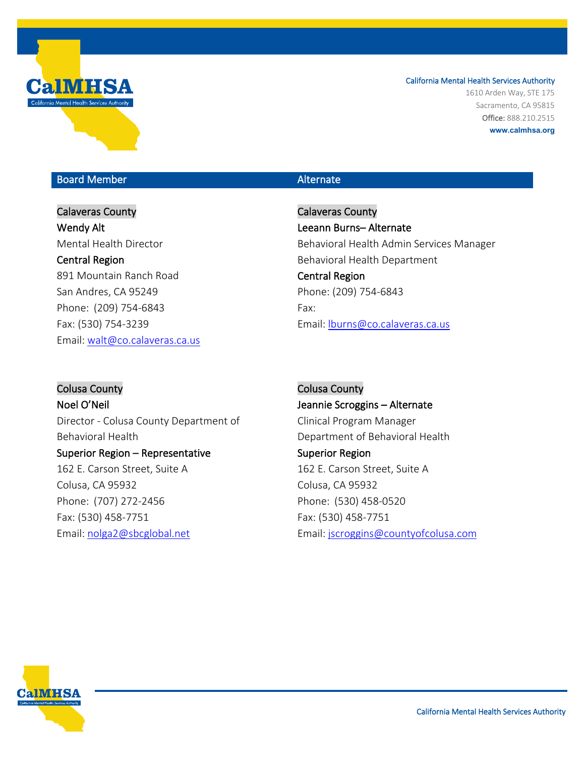California Mental Health Services Authority
1610 Arden Way, STE 175
Sacramento, CA 95815
**Office:** 888.210.2515
**www.calmhsa.org**

| Board Member | Alternate |
|---|---|
| Calaveras County<br>**Wendy Alt**<br>Mental Health Director<br>**Central Region**<br>891 Mountain Ranch Road<br>San Andres, CA 95249<br>Phone: (209) 754-6843<br>Fax: (530) 754-3239<br>Email: walt@co.calaveras.ca.us | Calaveras County<br>**Leeann Burns– Alternate**<br>Behavioral Health Admin Services Manager<br>Behavioral Health Department<br>**Central Region**<br>Phone: (209) 754-6843<br>Fax:<br>Email: lburns@co.calaveras.ca.us |
| Colusa County<br>**Noel O'Neil**<br>Director - Colusa County Department of Behavioral Health<br>**Superior Region – Representative**<br>162 E. Carson Street, Suite A<br>Colusa, CA 95932<br>Phone: (707) 272-2456<br>Fax: (530) 458-7751<br>Email: nolga2@sbcglobal.net | Colusa County<br>**Jeannie Scroggins – Alternate**<br>Clinical Program Manager<br>Department of Behavioral Health<br>**Superior Region**<br>162 E. Carson Street, Suite A<br>Colusa, CA 95932<br>Phone: (530) 458-0520<br>Fax: (530) 458-7751<br>Email: jscroggins@countyofcolusa.com |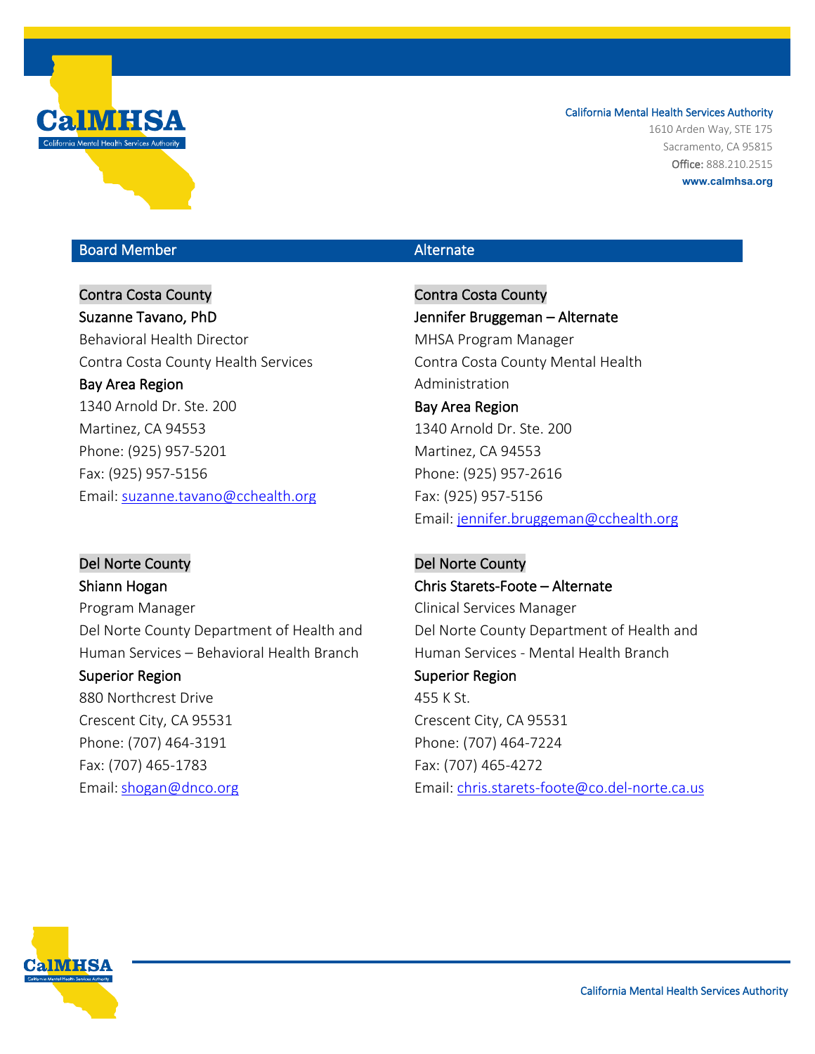| Board Member | Alternate |
| --- | --- |
| Contra Costa County | Contra Costa County |
| **Suzanne Tavano, PhD** | **Jennifer Bruggeman – Alternate** |
| Behavioral Health Director | MHSA Program Manager |
| Contra Costa County Health Services | Contra Costa County Mental Health Administration |
| **Bay Area Region** | **Bay Area Region** |
| 1340 Arnold Dr. Ste. 200 | 1340 Arnold Dr. Ste. 200 |
| Martinez, CA 94553 | Martinez, CA 94553 |
| Phone: (925) 957-5201 | Phone: (925) 957-2616 |
| Fax: (925) 957-5156 | Fax: (925) 957-5156 |
| Email: suzanne.tavano@cchealth.org | Email: jennifer.bruggeman@cchealth.org |
| | |
| Del Norte County | Del Norte County |
| **Shiann Hogan** | **Chris Starets-Foote – Alternate** |
| Program Manager | Clinical Services Manager |
| Del Norte County Department of Health and Human Services – Behavioral Health Branch | Del Norte County Department of Health and Human Services - Mental Health Branch |
| **Superior Region** | **Superior Region** |
| 880 Northcrest Drive | 455 K St. |
| Crescent City, CA 95531 | Crescent City, CA 95531 |
| Phone: (707) 464-3191 | Phone: (707) 464-7224 |
| Fax: (707) 465-1783 | Fax: (707) 465-4272 |
| Email: shogan@dnco.org | Email: chris.starets-foote@co.del-norte.ca.us |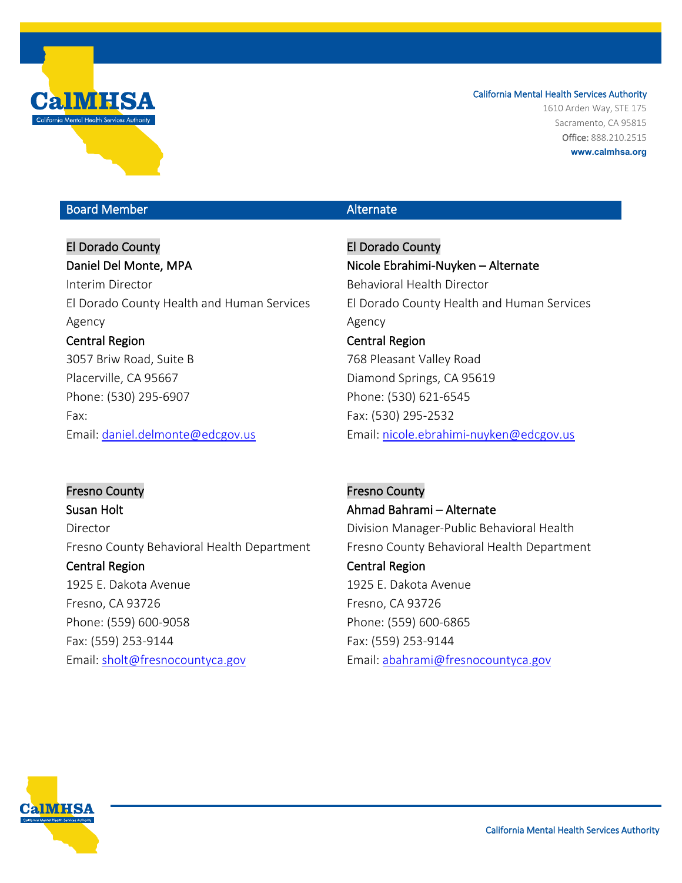| Board Member | Alternate |
|---|---|
| El Dorado County | El Dorado County |
| **Daniel Del Monte, MPA** | **Nicole Ebrahimi-Nuyken – Alternate** |
| Interim Director | Behavioral Health Director |
| El Dorado County Health and Human Services Agency | El Dorado County Health and Human Services Agency |
| **Central Region** | **Central Region** |
| 3057 Briw Road, Suite B | 768 Pleasant Valley Road |
| Placerville, CA 95667 | Diamond Springs, CA 95619 |
| Phone: (530) 295-6907 | Phone: (530) 621-6545 |
| Fax: | Fax: (530) 295-2532 |
| Email: daniel.delmonte@edcgov.us | Email: nicole.ebrahimi-nuyken@edcgov.us |
| | |
| Fresno County | Fresno County |
| **Susan Holt** | **Ahmad Bahrami – Alternate** |
| Director | Division Manager-Public Behavioral Health |
| Fresno County Behavioral Health Department | Fresno County Behavioral Health Department |
| **Central Region** | **Central Region** |
| 1925 E. Dakota Avenue | 1925 E. Dakota Avenue |
| Fresno, CA 93726 | Fresno, CA 93726 |
| Phone: (559) 600-9058 | Phone: (559) 600-6865 |
| Fax: (559) 253-9144 | Fax: (559) 253-9144 |
| Email: sholt@fresnocountyca.gov | Email: abahrami@fresnocountyca.gov |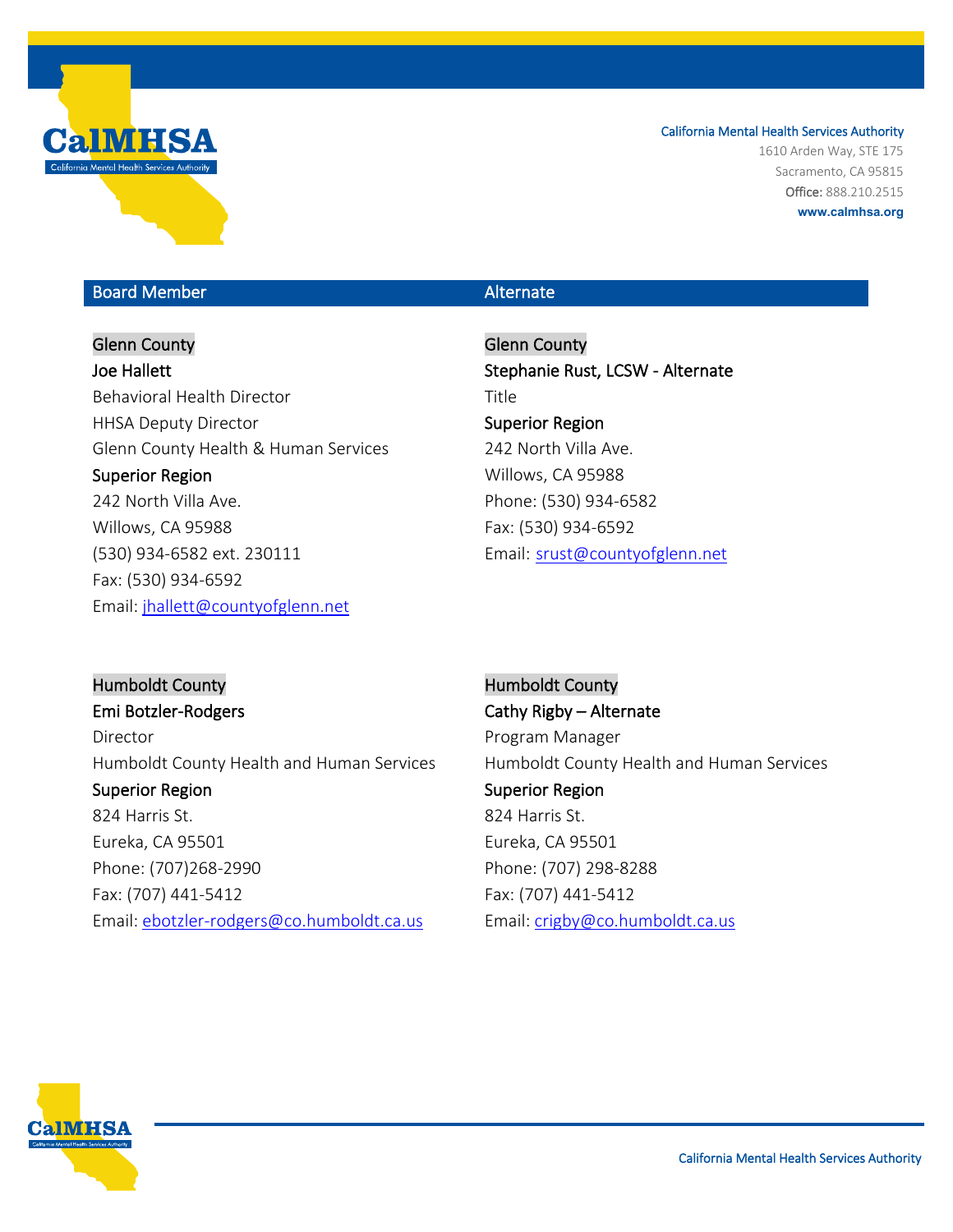| Board Member | Alternate |
|---|---|
| Glenn County | Glenn County |
| **Joe Hallett** | **Stephanie Rust, LCSW - Alternate** |
| Behavioral Health Director | Title |
| HHSA Deputy Director | **Superior Region** |
| Glenn County Health & Human Services | 242 North Villa Ave. |
| **Superior Region** | Willows, CA 95988 |
| 242 North Villa Ave. | Phone: (530) 934-6582 |
| Willows, CA 95988 | Fax: (530) 934-6592 |
| (530) 934-6582 ext. 230111 | Email: srust@countyofglenn.net |
| Fax: (530) 934-6592 | |
| Email: jhallett@countyofglenn.net | |
| | |
| Humboldt County | Humboldt County |
| **Emi Botzler-Rodgers** | **Cathy Rigby – Alternate** |
| Director | Program Manager |
| Humboldt County Health and Human Services | Humboldt County Health and Human Services |
| **Superior Region** | **Superior Region** |
| 824 Harris St. | 824 Harris St. |
| Eureka, CA 95501 | Eureka, CA 95501 |
| Phone: (707)268-2990 | Phone: (707) 298-8288 |
| Fax: (707) 441-5412 | Fax: (707) 441-5412 |
| Email: ebotzler-rodgers@co.humboldt.ca.us | Email: crigby@co.humboldt.ca.us |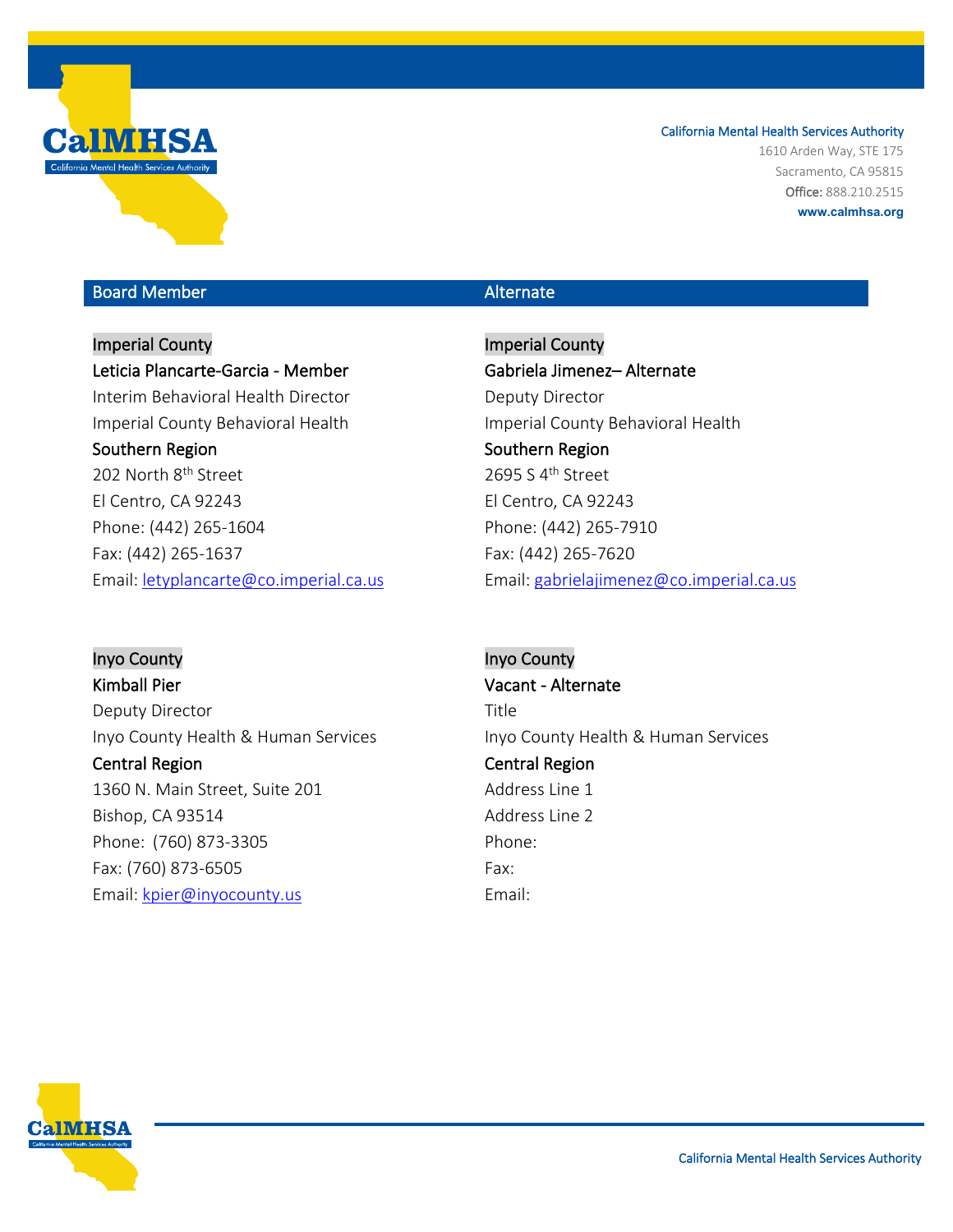California Mental Health Services Authority
1610 Arden Way, STE 175
Sacramento, CA 95815
**Office:** 888.210.2515
**www.calmhsa.org**

| Board Member | Alternate |
| --- | --- |

**Imperial County**
**Leticia Plancarte-Garcia - Member**
Interim Behavioral Health Director
Imperial County Behavioral Health
**Southern Region**
202 North 8th Street
El Centro, CA 92243
Phone: (442) 265-1604
Fax: (442) 265-1637
Email: letyplancarte@co.imperial.ca.us

**Imperial County**
**Gabriela Jimenez– Alternate**
Deputy Director
Imperial County Behavioral Health
**Southern Region**
2695 S 4th Street
El Centro, CA 92243
Phone: (442) 265-7910
Fax: (442) 265-7620
Email: gabrielajimenez@co.imperial.ca.us

**Inyo County**
**Kimball Pier**
Deputy Director
Inyo County Health & Human Services
**Central Region**
1360 N. Main Street, Suite 201
Bishop, CA 93514
Phone: (760) 873-3305
Fax: (760) 873-6505
Email: kpier@inyocounty.us

**Inyo County**
**Vacant - Alternate**
Title
Inyo County Health & Human Services
**Central Region**
Address Line 1
Address Line 2
Phone:
Fax:
Email: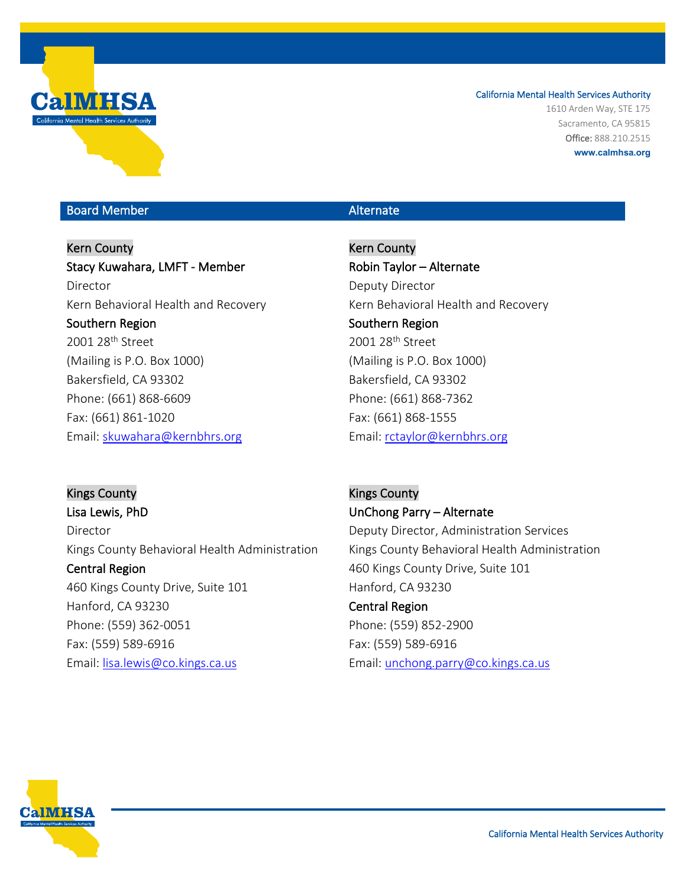California Mental Health Services Authority
1610 Arden Way, STE 175
Sacramento, CA 95815
**Office:** 888.210.2515
**www.calmhsa.org**

| Board Member | Alternate |
| --- | --- |
| Kern County<br>**Stacy Kuwahara, LMFT - Member**<br>Director<br>Kern Behavioral Health and Recovery<br>**Southern Region**<br>2001 28th Street<br>(Mailing is P.O. Box 1000)<br>Bakersfield, CA 93302<br>Phone: (661) 868-6609<br>Fax: (661) 861-1020<br>Email: skuwahara@kernbhrs.org | Kern County<br>**Robin Taylor – Alternate**<br>Deputy Director<br>Kern Behavioral Health and Recovery<br>**Southern Region**<br>2001 28th Street<br>(Mailing is P.O. Box 1000)<br>Bakersfield, CA 93302<br>Phone: (661) 868-7362<br>Fax: (661) 868-1555<br>Email: rctaylor@kernbhrs.org |
| Kings County<br>**Lisa Lewis, PhD**<br>Director<br>Kings County Behavioral Health Administration<br>**Central Region**<br>460 Kings County Drive, Suite 101<br>Hanford, CA 93230<br>Phone: (559) 362-0051<br>Fax: (559) 589-6916<br>Email: lisa.lewis@co.kings.ca.us | Kings County<br>**UnChong Parry – Alternate**<br>Deputy Director, Administration Services<br>Kings County Behavioral Health Administration<br>460 Kings County Drive, Suite 101<br>Hanford, CA 93230<br>**Central Region**<br>Phone: (559) 852-2900<br>Fax: (559) 589-6916<br>Email: unchong.parry@co.kings.ca.us |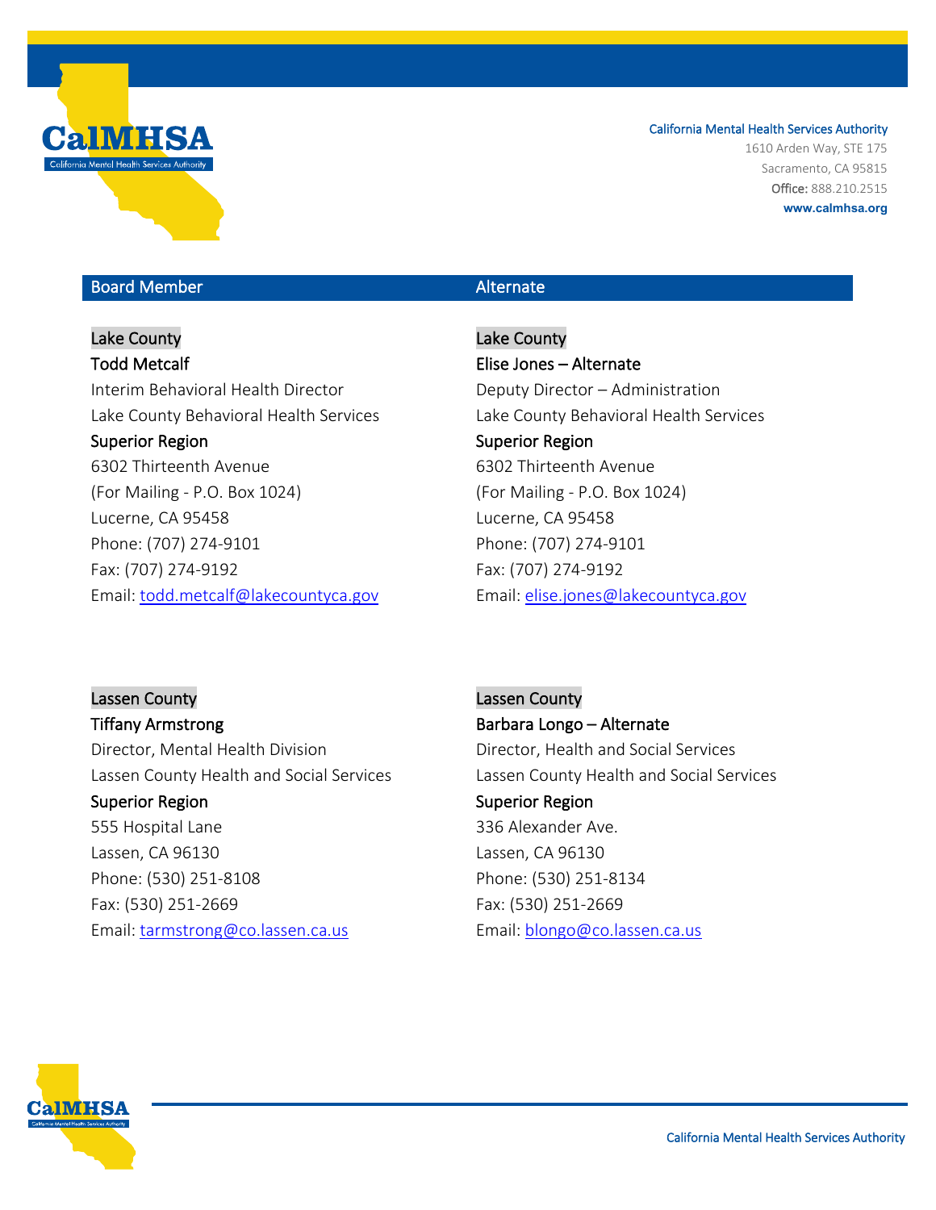| Board Member | Alternate |
| --- | --- |
| Lake County | Lake County |
| **Todd Metcalf** | **Elise Jones – Alternate** |
| Interim Behavioral Health Director | Deputy Director – Administration |
| Lake County Behavioral Health Services | Lake County Behavioral Health Services |
| **Superior Region** | **Superior Region** |
| 6302 Thirteenth Avenue | 6302 Thirteenth Avenue |
| (For Mailing - P.O. Box 1024) | (For Mailing - P.O. Box 1024) |
| Lucerne, CA 95458 | Lucerne, CA 95458 |
| Phone: (707) 274-9101 | Phone: (707) 274-9101 |
| Fax: (707) 274-9192 | Fax: (707) 274-9192 |
| Email: todd.metcalf@lakecountyca.gov | Email: elise.jones@lakecountyca.gov |
| | |
| Lassen County | Lassen County |
| **Tiffany Armstrong** | **Barbara Longo – Alternate** |
| Director, Mental Health Division | Director, Health and Social Services |
| Lassen County Health and Social Services | Lassen County Health and Social Services |
| **Superior Region** | **Superior Region** |
| 555 Hospital Lane | 336 Alexander Ave. |
| Lassen, CA 96130 | Lassen, CA 96130 |
| Phone: (530) 251-8108 | Phone: (530) 251-8134 |
| Fax: (530) 251-2669 | Fax: (530) 251-2669 |
| Email: tarmstrong@co.lassen.ca.us | Email: blongo@co.lassen.ca.us |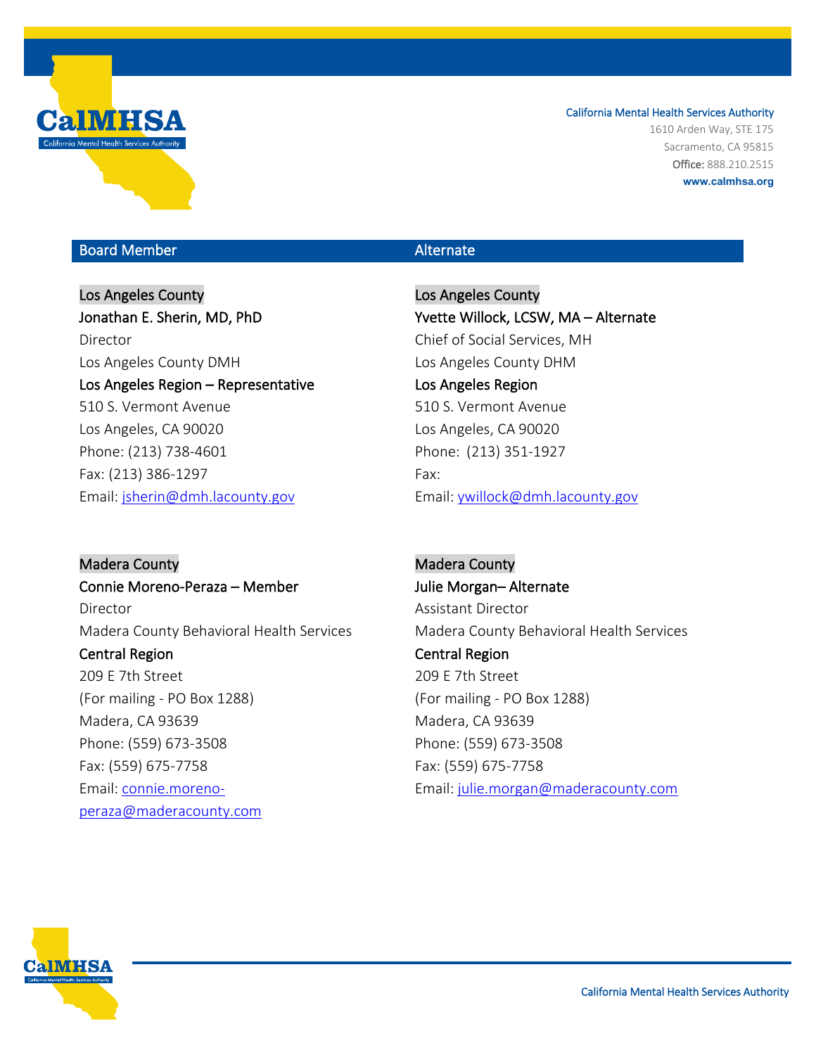California Mental Health Services Authority
1610 Arden Way, STE 175
Sacramento, CA 95815
**Office:** 888.210.2515
**www.calmhsa.org**

| Board Member | Alternate |
|---|---|
| Los Angeles County | Los Angeles County |
| **Jonathan E. Sherin, MD, PhD** | **Yvette Willock, LCSW, MA – Alternate** |
| Director | Chief of Social Services, MH |
| Los Angeles County DMH | Los Angeles County DHM |
| **Los Angeles Region – Representative** | **Los Angeles Region** |
| 510 S. Vermont Avenue | 510 S. Vermont Avenue |
| Los Angeles, CA 90020 | Los Angeles, CA 90020 |
| Phone: (213) 738-4601 | Phone: (213) 351-1927 |
| Fax: (213) 386-1297 | Fax: |
| Email: jsherin@dmh.lacounty.gov | Email: ywillock@dmh.lacounty.gov |
| | |
| Madera County | Madera County |
| **Connie Moreno-Peraza – Member** | **Julie Morgan– Alternate** |
| Director | Assistant Director |
| Madera County Behavioral Health Services | Madera County Behavioral Health Services |
| **Central Region** | **Central Region** |
| 209 E 7th Street | 209 E 7th Street |
| (For mailing - PO Box 1288) | (For mailing - PO Box 1288) |
| Madera, CA 93639 | Madera, CA 93639 |
| Phone: (559) 673-3508 | Phone: (559) 673-3508 |
| Fax: (559) 675-7758 | Fax: (559) 675-7758 |
| Email: connie.moreno-peraza@maderacounty.com | Email: julie.morgan@maderacounty.com |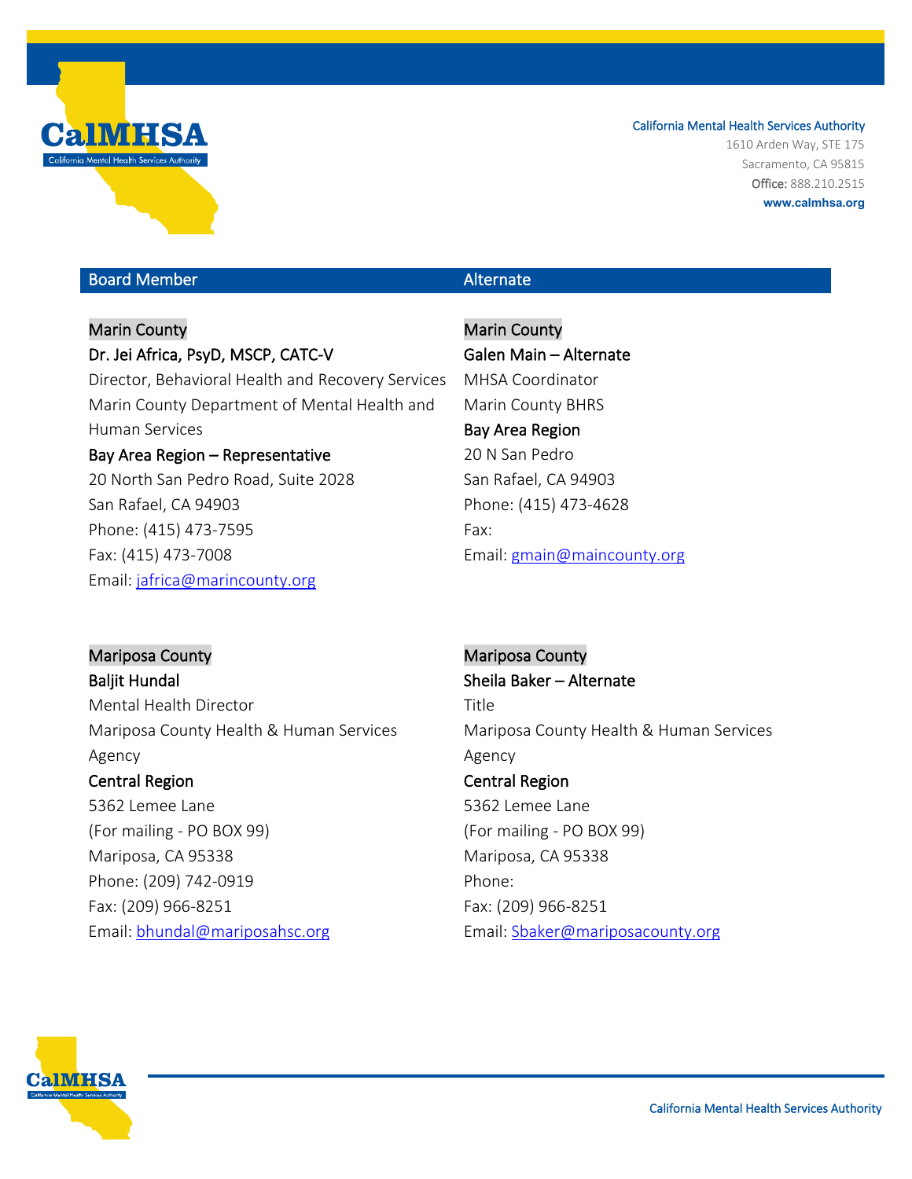California Mental Health Services Authority
1610 Arden Way, STE 175
Sacramento, CA 95815
**Office:** 888.210.2515
**www.calmhsa.org**

| Board Member | Alternate |
|---|---|
| Marin County<br>Dr. Jei Africa, PsyD, MSCP, CATC-V<br>Director, Behavioral Health and Recovery Services<br>Marin County Department of Mental Health and Human Services<br>Bay Area Region – Representative<br>20 North San Pedro Road, Suite 2028<br>San Rafael, CA 94903<br>Phone: (415) 473-7595<br>Fax: (415) 473-7008<br>Email: jafrica@marincounty.org | Marin County<br>Galen Main – Alternate<br>MHSA Coordinator<br>Marin County BHRS<br>Bay Area Region<br>20 N San Pedro<br>San Rafael, CA 94903<br>Phone: (415) 473-4628<br>Fax:<br>Email: gmain@maincounty.org |
| Mariposa County<br>Baljit Hundal<br>Mental Health Director<br>Mariposa County Health & Human Services Agency<br>Central Region<br>5362 Lemee Lane<br>(For mailing - PO BOX 99)<br>Mariposa, CA 95338<br>Phone: (209) 742-0919<br>Fax: (209) 966-8251<br>Email: bhundal@mariposahsc.org | Mariposa County<br>Sheila Baker – Alternate<br>Title<br>Mariposa County Health & Human Services Agency<br>Central Region<br>5362 Lemee Lane<br>(For mailing - PO BOX 99)<br>Mariposa, CA 95338<br>Phone:<br>Fax: (209) 966-8251<br>Email: Sbaker@mariposacounty.org |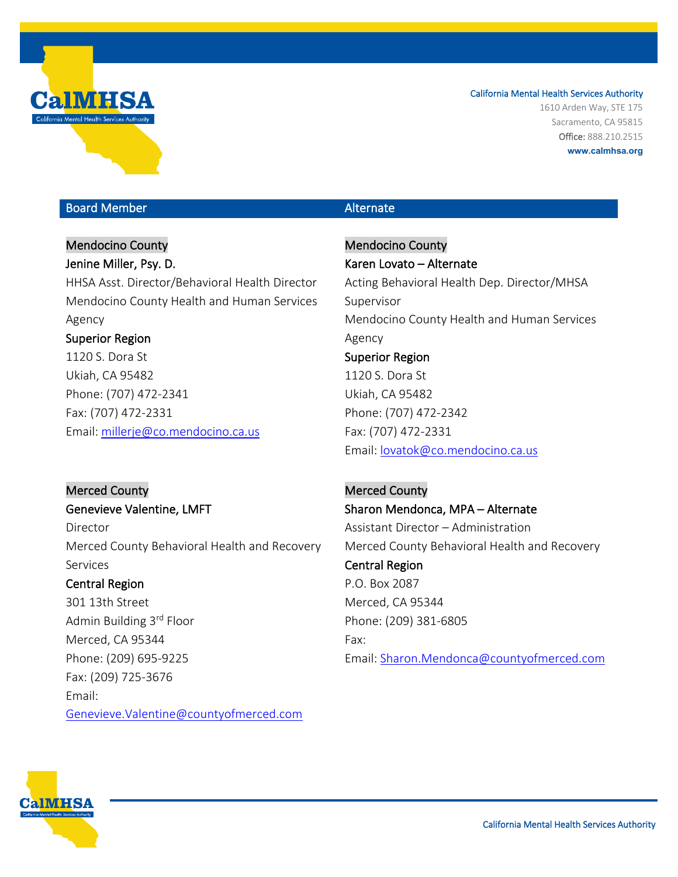California Mental Health Services Authority
1610 Arden Way, STE 175
Sacramento, CA 95815
**Office:** 888.210.2515
**www.calmhsa.org**

| Board Member | Alternate |
|---|---|
| Mendocino County<br>**Jenine Miller, Psy. D.**<br>HHSA Asst. Director/Behavioral Health Director<br>Mendocino County Health and Human Services Agency<br>**Superior Region**<br>1120 S. Dora St<br>Ukiah, CA 95482<br>Phone: (707) 472-2341<br>Fax: (707) 472-2331<br>Email: millerje@co.mendocino.ca.us | Mendocino County<br>**Karen Lovato – Alternate**<br>Acting Behavioral Health Dep. Director/MHSA Supervisor<br>Mendocino County Health and Human Services Agency<br>**Superior Region**<br>1120 S. Dora St<br>Ukiah, CA 95482<br>Phone: (707) 472-2342<br>Fax: (707) 472-2331<br>Email: lovatok@co.mendocino.ca.us |
| Merced County<br>**Genevieve Valentine, LMFT**<br>Director<br>Merced County Behavioral Health and Recovery Services<br>**Central Region**<br>301 13th Street<br>Admin Building 3rd Floor<br>Merced, CA 95344<br>Phone: (209) 695-9225<br>Fax: (209) 725-3676<br>Email: Genevieve.Valentine@countyofmerced.com | Merced County<br>**Sharon Mendonca, MPA – Alternate**<br>Assistant Director – Administration<br>Merced County Behavioral Health and Recovery<br>**Central Region**<br>P.O. Box 2087<br>Merced, CA 95344<br>Phone: (209) 381-6805<br>Fax:<br>Email: Sharon.Mendonca@countyofmerced.com |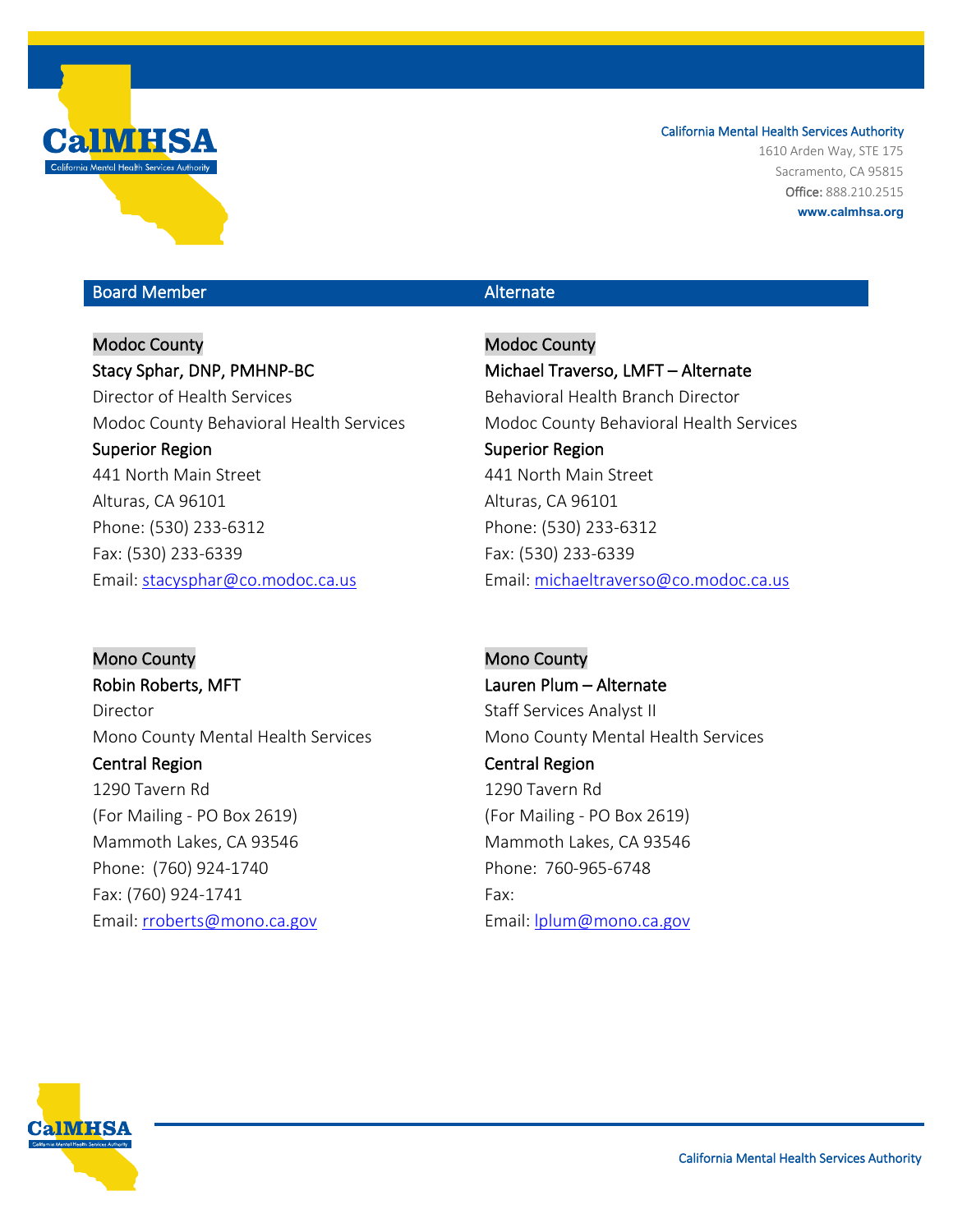| Board Member | Alternate |
| --- | --- |
| Modoc County | Modoc County |
| Stacy Sphar, DNP, PMHNP-BC | Michael Traverso, LMFT – Alternate |
| Director of Health Services | Behavioral Health Branch Director |
| Modoc County Behavioral Health Services | Modoc County Behavioral Health Services |
| Superior Region | Superior Region |
| 441 North Main Street | 441 North Main Street |
| Alturas, CA 96101 | Alturas, CA 96101 |
| Phone: (530) 233-6312 | Phone: (530) 233-6312 |
| Fax: (530) 233-6339 | Fax: (530) 233-6339 |
| Email: stacysphar@co.modoc.ca.us | Email: michaeltraverso@co.modoc.ca.us |
| | |
| Mono County | Mono County |
| Robin Roberts, MFT | Lauren Plum – Alternate |
| Director | Staff Services Analyst II |
| Mono County Mental Health Services | Mono County Mental Health Services |
| Central Region | Central Region |
| 1290 Tavern Rd | 1290 Tavern Rd |
| (For Mailing - PO Box 2619) | (For Mailing - PO Box 2619) |
| Mammoth Lakes, CA 93546 | Mammoth Lakes, CA 93546 |
| Phone: (760) 924-1740 | Phone: 760-965-6748 |
| Fax: (760) 924-1741 | Fax: |
| Email: rroberts@mono.ca.gov | Email: lplum@mono.ca.gov |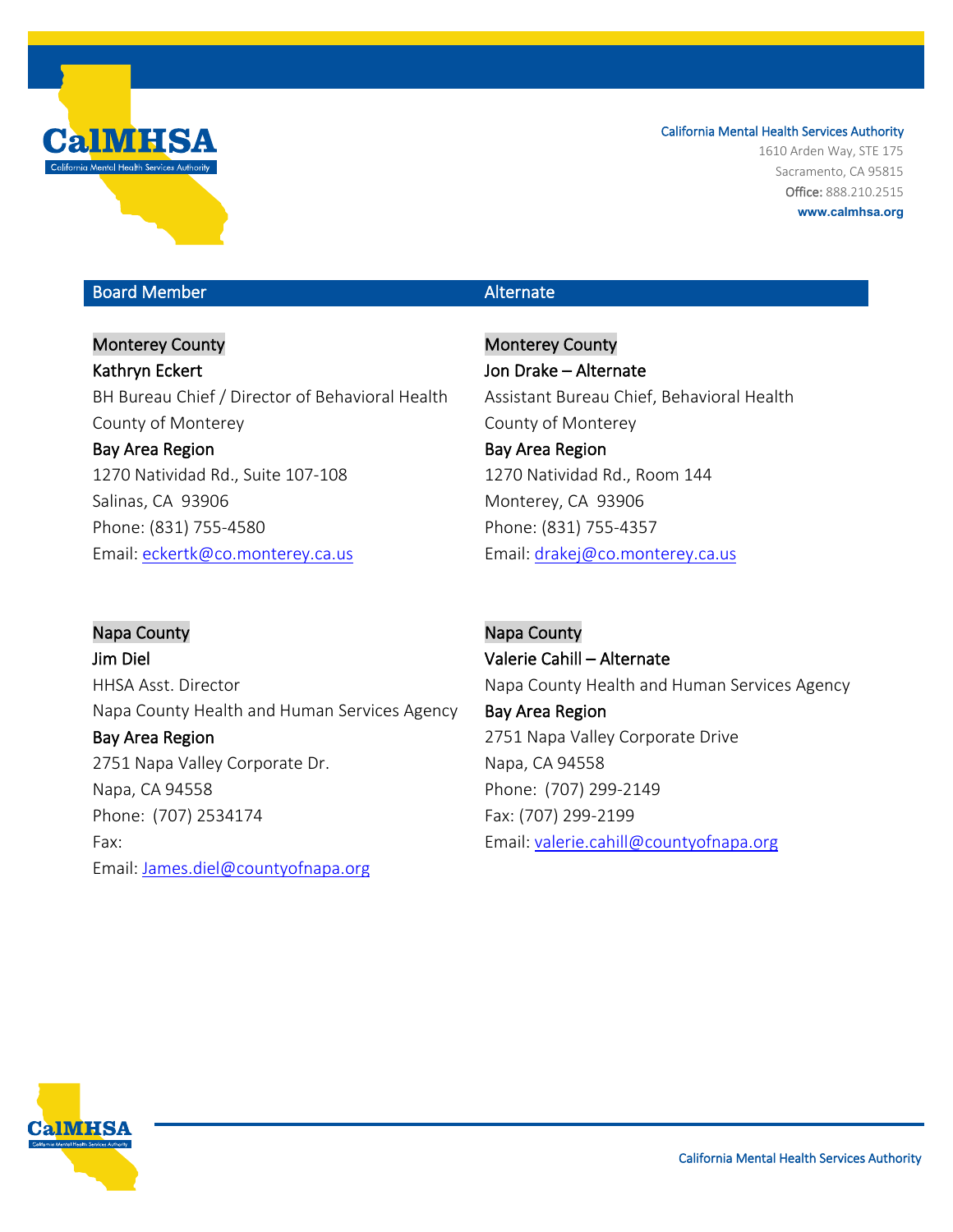California Mental Health Services Authority
1610 Arden Way, STE 175
Sacramento, CA 95815
**Office:** 888.210.2515
**www.calmhsa.org**

| Board Member | Alternate |
|---|---|

## Board Member

**Monterey County**

**Kathryn Eckert**
BH Bureau Chief / Director of Behavioral Health
County of Monterey
**Bay Area Region**
1270 Natividad Rd., Suite 107-108
Salinas, CA 93906
Phone: (831) 755-4580
Email: eckertk@co.monterey.ca.us

**Napa County**

**Jim Diel**
HHSA Asst. Director
Napa County Health and Human Services Agency
**Bay Area Region**
2751 Napa Valley Corporate Dr.
Napa, CA 94558
Phone: (707) 2534174
Fax:
Email: James.diel@countyofnapa.org

## Alternate

**Monterey County**

**Jon Drake – Alternate**
Assistant Bureau Chief, Behavioral Health
County of Monterey
**Bay Area Region**
1270 Natividad Rd., Room 144
Monterey, CA 93906
Phone: (831) 755-4357
Email: drakej@co.monterey.ca.us

**Napa County**

**Valerie Cahill – Alternate**
Napa County Health and Human Services Agency
**Bay Area Region**
2751 Napa Valley Corporate Drive
Napa, CA 94558
Phone: (707) 299-2149
Fax: (707) 299-2199
Email: valerie.cahill@countyofnapa.org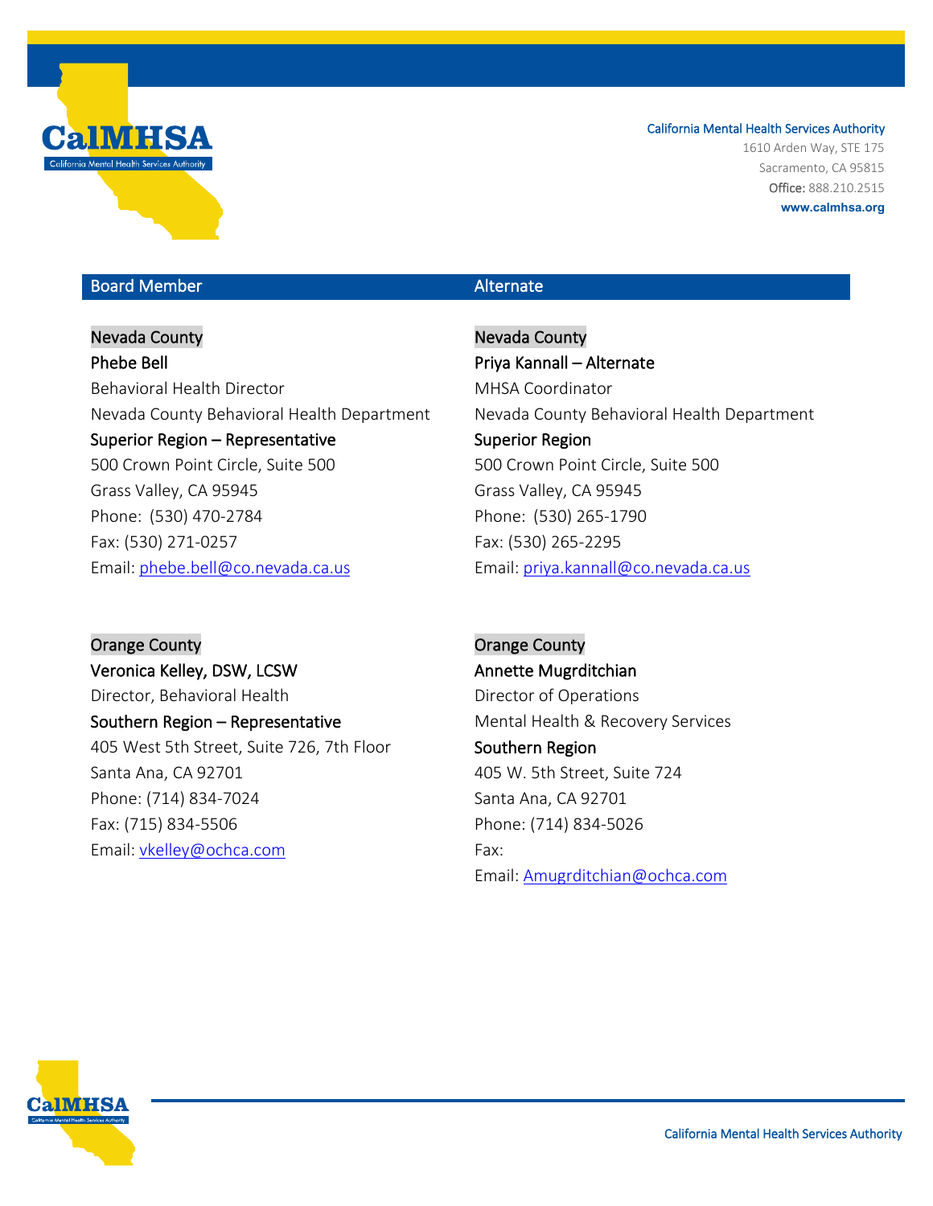California Mental Health Services Authority
1610 Arden Way, STE 175
Sacramento, CA 95815
**Office:** 888.210.2515
**www.calmhsa.org**

| Board Member | Alternate |
|---|---|
| Nevada County | Nevada County |
| **Phebe Bell** | **Priya Kannall – Alternate** |
| Behavioral Health Director | MHSA Coordinator |
| Nevada County Behavioral Health Department | Nevada County Behavioral Health Department |
| **Superior Region – Representative** | **Superior Region** |
| 500 Crown Point Circle, Suite 500 | 500 Crown Point Circle, Suite 500 |
| Grass Valley, CA 95945 | Grass Valley, CA 95945 |
| Phone: (530) 470-2784 | Phone: (530) 265-1790 |
| Fax: (530) 271-0257 | Fax: (530) 265-2295 |
| Email: phebe.bell@co.nevada.ca.us | Email: priya.kannall@co.nevada.ca.us |
| Orange County | Orange County |
| **Veronica Kelley, DSW, LCSW** | **Annette Mugrditchian** |
| Director, Behavioral Health | Director of Operations |
| **Southern Region – Representative** | Mental Health & Recovery Services |
| 405 West 5th Street, Suite 726, 7th Floor | **Southern Region** |
| Santa Ana, CA 92701 | 405 W. 5th Street, Suite 724 |
| Phone: (714) 834-7024 | Santa Ana, CA 92701 |
| Fax: (715) 834-5506 | Phone: (714) 834-5026 |
| Email: vkelley@ochca.com | Fax: |
| | Email: Amugrditchian@ochca.com |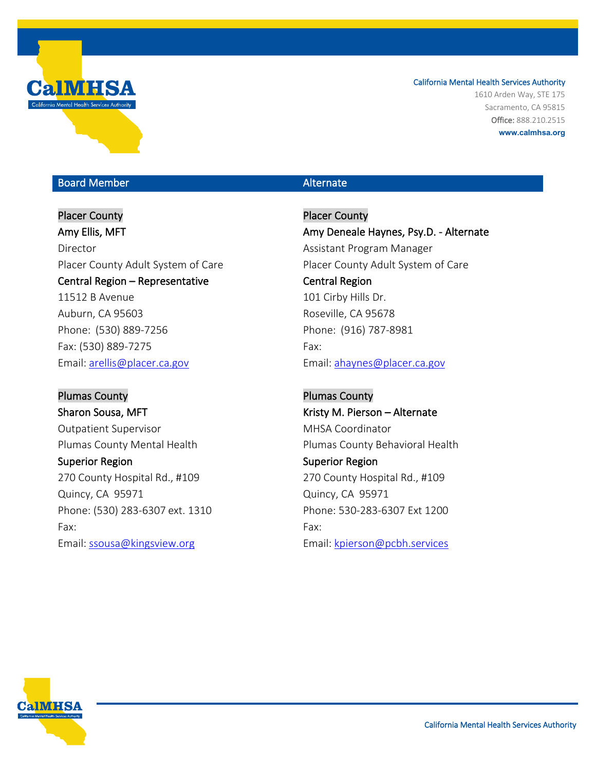California Mental Health Services Authority
1610 Arden Way, STE 175
Sacramento, CA 95815
**Office:** 888.210.2515
**www.calmhsa.org**

| Board Member | Alternate |
| --- | --- |
| Placer County | Placer County |
| **Amy Ellis, MFT** | **Amy Deneale Haynes, Psy.D. - Alternate** |
| Director | Assistant Program Manager |
| Placer County Adult System of Care | Placer County Adult System of Care |
| **Central Region – Representative** | **Central Region** |
| 11512 B Avenue | 101 Cirby Hills Dr. |
| Auburn, CA 95603 | Roseville, CA 95678 |
| Phone: (530) 889-7256 | Phone: (916) 787-8981 |
| Fax: (530) 889-7275 | Fax: |
| Email: arellis@placer.ca.gov | Email: ahaynes@placer.ca.gov |
| | |
| Plumas County | Plumas County |
| **Sharon Sousa, MFT** | **Kristy M. Pierson – Alternate** |
| Outpatient Supervisor | MHSA Coordinator |
| Plumas County Mental Health | Plumas County Behavioral Health |
| **Superior Region** | **Superior Region** |
| 270 County Hospital Rd., #109 | 270 County Hospital Rd., #109 |
| Quincy, CA 95971 | Quincy, CA 95971 |
| Phone: (530) 283-6307 ext. 1310 | Phone: 530-283-6307 Ext 1200 |
| Fax: | Fax: |
| Email: ssousa@kingsview.org | Email: kpierson@pcbh.services |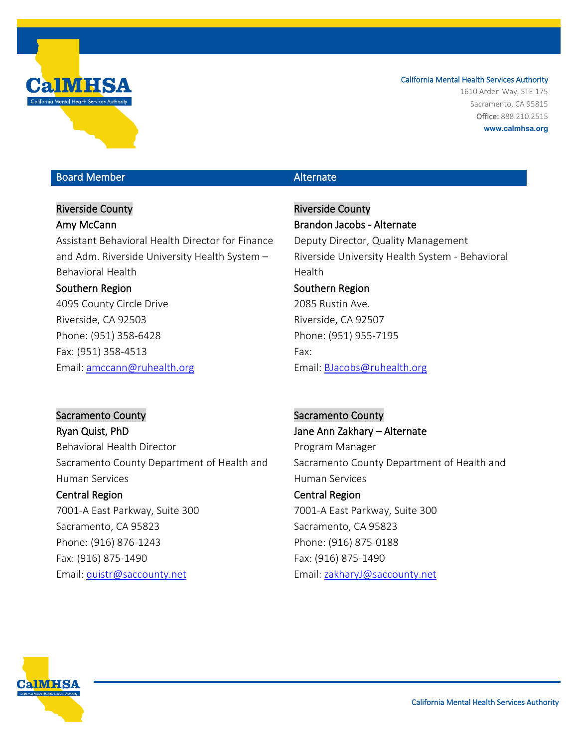California Mental Health Services Authority
1610 Arden Way, STE 175
Sacramento, CA 95815
**Office:** 888.210.2515
**www.calmhsa.org**

| Board Member | Alternate |
|---|---|
| Riverside County<br>**Amy McCann**<br>Assistant Behavioral Health Director for Finance and Adm. Riverside University Health System – Behavioral Health<br>**Southern Region**<br>4095 County Circle Drive<br>Riverside, CA 92503<br>Phone: (951) 358-6428<br>Fax: (951) 358-4513<br>Email: amccann@ruhealth.org | Riverside County<br>**Brandon Jacobs - Alternate**<br>Deputy Director, Quality Management<br>Riverside University Health System - Behavioral Health<br>**Southern Region**<br>2085 Rustin Ave.<br>Riverside, CA 92507<br>Phone: (951) 955-7195<br>Fax:<br>Email: BJacobs@ruhealth.org |
| Sacramento County<br>**Ryan Quist, PhD**<br>Behavioral Health Director<br>Sacramento County Department of Health and Human Services<br>**Central Region**<br>7001-A East Parkway, Suite 300<br>Sacramento, CA 95823<br>Phone: (916) 876-1243<br>Fax: (916) 875-1490<br>Email: quistr@saccounty.net | Sacramento County<br>**Jane Ann Zakhary – Alternate**<br>Program Manager<br>Sacramento County Department of Health and Human Services<br>**Central Region**<br>7001-A East Parkway, Suite 300<br>Sacramento, CA 95823<br>Phone: (916) 875-0188<br>Fax: (916) 875-1490<br>Email: zakharyJ@saccounty.net |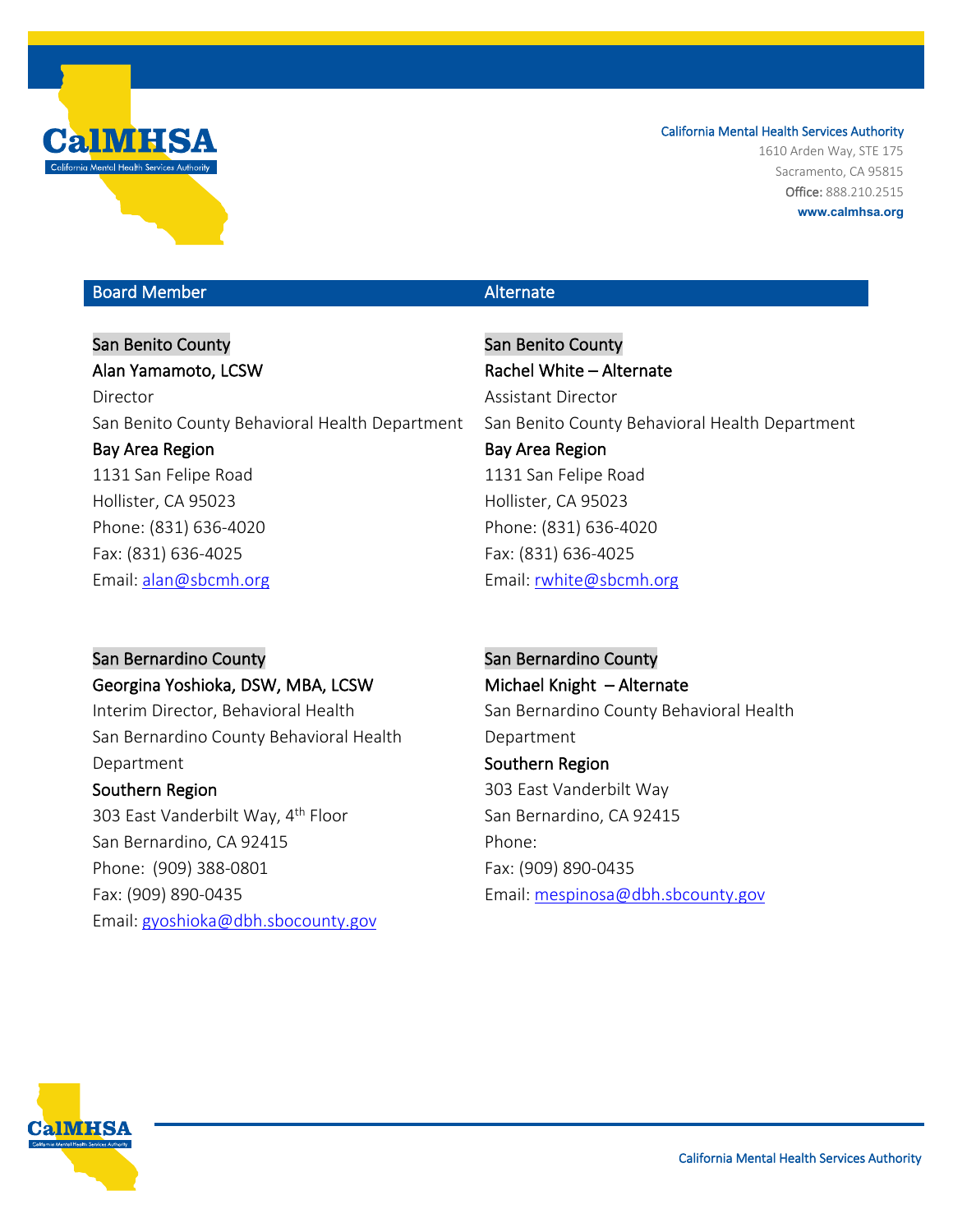California Mental Health Services Authority
1610 Arden Way, STE 175
Sacramento, CA 95815
**Office:** 888.210.2515
**www.calmhsa.org**

| Board Member | Alternate |
|---|---|
| San Benito County | San Benito County |
| **Alan Yamamoto, LCSW** | **Rachel White – Alternate** |
| Director | Assistant Director |
| San Benito County Behavioral Health Department | San Benito County Behavioral Health Department |
| **Bay Area Region** | **Bay Area Region** |
| 1131 San Felipe Road | 1131 San Felipe Road |
| Hollister, CA 95023 | Hollister, CA 95023 |
| Phone: (831) 636-4020 | Phone: (831) 636-4020 |
| Fax: (831) 636-4025 | Fax: (831) 636-4025 |
| Email: alan@sbcmh.org | Email: rwhite@sbcmh.org |
| | |
| San Bernardino County | San Bernardino County |
| **Georgina Yoshioka, DSW, MBA, LCSW** | **Michael Knight – Alternate** |
| Interim Director, Behavioral Health | San Bernardino County Behavioral Health Department |
| San Bernardino County Behavioral Health Department | **Southern Region** |
| **Southern Region** | 303 East Vanderbilt Way |
| 303 East Vanderbilt Way, 4th Floor | San Bernardino, CA 92415 |
| San Bernardino, CA 92415 | Phone: |
| Phone: (909) 388-0801 | Fax: (909) 890-0435 |
| Fax: (909) 890-0435 | Email: mespinosa@dbh.sbcounty.gov |
| Email: gyoshioka@dbh.sbocounty.gov | |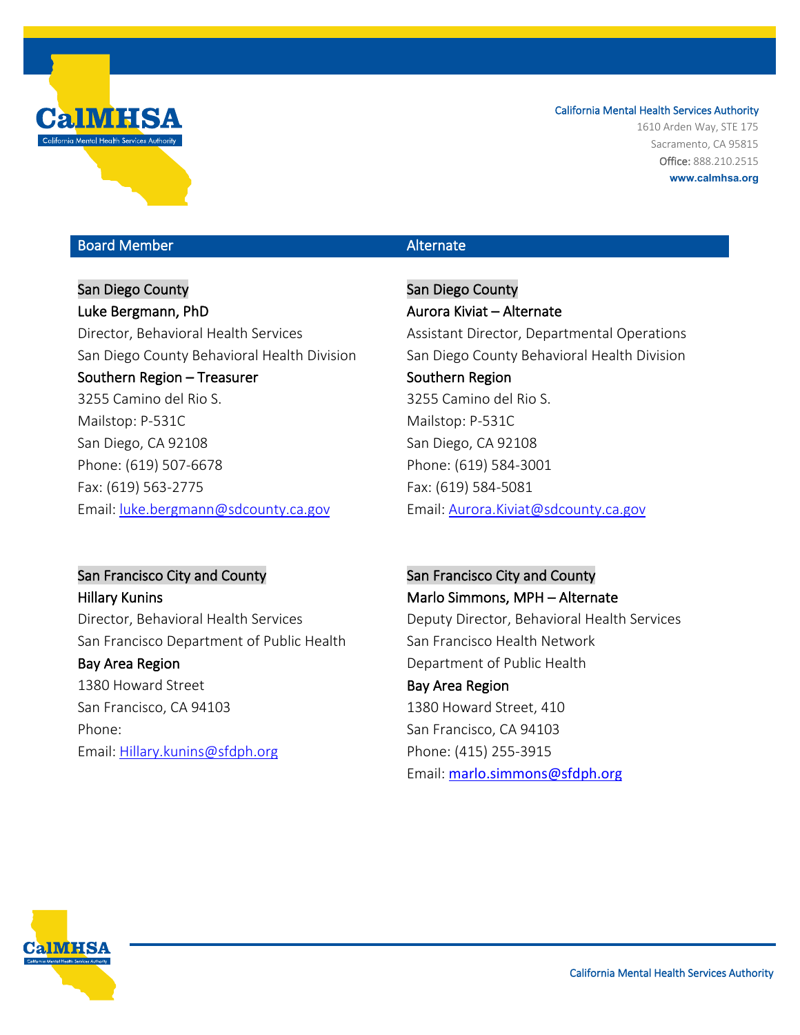California Mental Health Services Authority
1610 Arden Way, STE 175
Sacramento, CA 95815
**Office:** 888.210.2515
**www.calmhsa.org**

| Board Member | Alternate |
|---|---|
| San Diego County<br>Luke Bergmann, PhD<br>Director, Behavioral Health Services<br>San Diego County Behavioral Health Division<br>Southern Region – Treasurer<br>3255 Camino del Rio S.<br>Mailstop: P-531C<br>San Diego, CA 92108<br>Phone: (619) 507-6678<br>Fax: (619) 563-2775<br>Email: luke.bergmann@sdcounty.ca.gov | San Diego County<br>Aurora Kiviat – Alternate<br>Assistant Director, Departmental Operations<br>San Diego County Behavioral Health Division<br>Southern Region<br>3255 Camino del Rio S.<br>Mailstop: P-531C<br>San Diego, CA 92108<br>Phone: (619) 584-3001<br>Fax: (619) 584-5081<br>Email: Aurora.Kiviat@sdcounty.ca.gov |
| San Francisco City and County<br>Hillary Kunins<br>Director, Behavioral Health Services<br>San Francisco Department of Public Health<br>Bay Area Region<br>1380 Howard Street<br>San Francisco, CA 94103<br>Phone:<br>Email: Hillary.kunins@sfdph.org | San Francisco City and County<br>Marlo Simmons, MPH – Alternate<br>Deputy Director, Behavioral Health Services<br>San Francisco Health Network<br>Department of Public Health<br>Bay Area Region<br>1380 Howard Street, 410<br>San Francisco, CA 94103<br>Phone: (415) 255-3915<br>Email: marlo.simmons@sfdph.org |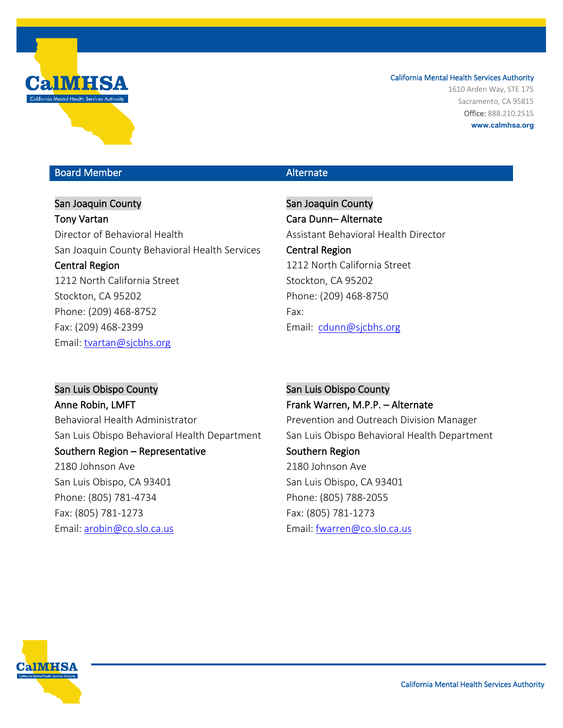California Mental Health Services Authority
1610 Arden Way, STE 175
Sacramento, CA 95815
**Office:** 888.210.2515
**www.calmhsa.org**

| Board Member | Alternate |
|---|---|
| San Joaquin County<br>**Tony Vartan**<br>Director of Behavioral Health<br>San Joaquin County Behavioral Health Services<br>**Central Region**<br>1212 North California Street<br>Stockton, CA 95202<br>Phone: (209) 468-8752<br>Fax: (209) 468-2399<br>Email: tvartan@sjcbhs.org | San Joaquin County<br>**Cara Dunn– Alternate**<br>Assistant Behavioral Health Director<br>**Central Region**<br>1212 North California Street<br>Stockton, CA 95202<br>Phone: (209) 468-8750<br>Fax:<br>Email: cdunn@sjcbhs.org |
| San Luis Obispo County<br>**Anne Robin, LMFT**<br>Behavioral Health Administrator<br>San Luis Obispo Behavioral Health Department<br>**Southern Region – Representative**<br>2180 Johnson Ave<br>San Luis Obispo, CA 93401<br>Phone: (805) 781-4734<br>Fax: (805) 781-1273<br>Email: arobin@co.slo.ca.us | San Luis Obispo County<br>**Frank Warren, M.P.P. – Alternate**<br>Prevention and Outreach Division Manager<br>San Luis Obispo Behavioral Health Department<br>**Southern Region**<br>2180 Johnson Ave<br>San Luis Obispo, CA 93401<br>Phone: (805) 788-2055<br>Fax: (805) 781-1273<br>Email: fwarren@co.slo.ca.us |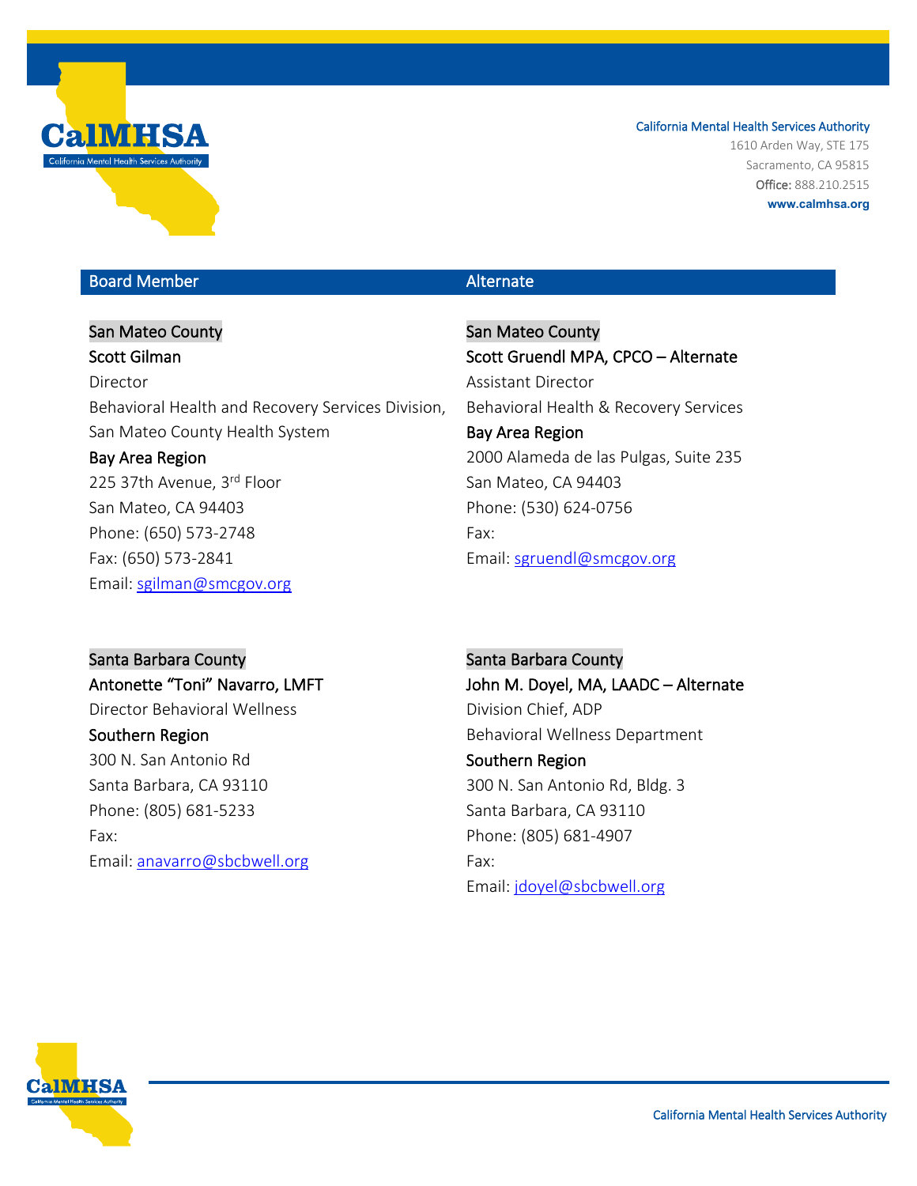California Mental Health Services Authority
1610 Arden Way, STE 175
Sacramento, CA 95815
**Office:** 888.210.2515
**www.calmhsa.org**

| Board Member | Alternate |
|---|---|
| San Mateo County | San Mateo County |
| **Scott Gilman** | **Scott Gruendl MPA, CPCO – Alternate** |
| Director | Assistant Director |
| Behavioral Health and Recovery Services Division, San Mateo County Health System | Behavioral Health & Recovery Services |
| **Bay Area Region** | **Bay Area Region** |
| 225 37th Avenue, 3rd Floor | 2000 Alameda de las Pulgas, Suite 235 |
| San Mateo, CA 94403 | San Mateo, CA 94403 |
| Phone: (650) 573-2748 | Phone: (530) 624-0756 |
| Fax: (650) 573-2841 | Fax: |
| Email: sgilman@smcgov.org | Email: sgruendl@smcgov.org |
| | |
| Santa Barbara County | Santa Barbara County |
| **Antonette "Toni" Navarro, LMFT** | **John M. Doyel, MA, LAADC – Alternate** |
| Director Behavioral Wellness | Division Chief, ADP |
| **Southern Region** | Behavioral Wellness Department |
| 300 N. San Antonio Rd | **Southern Region** |
| Santa Barbara, CA 93110 | 300 N. San Antonio Rd, Bldg. 3 |
| Phone: (805) 681-5233 | Santa Barbara, CA 93110 |
| Fax: | Phone: (805) 681-4907 |
| Email: anavarro@sbcbwell.org | Fax: |
| | Email: jdoyel@sbcbwell.org |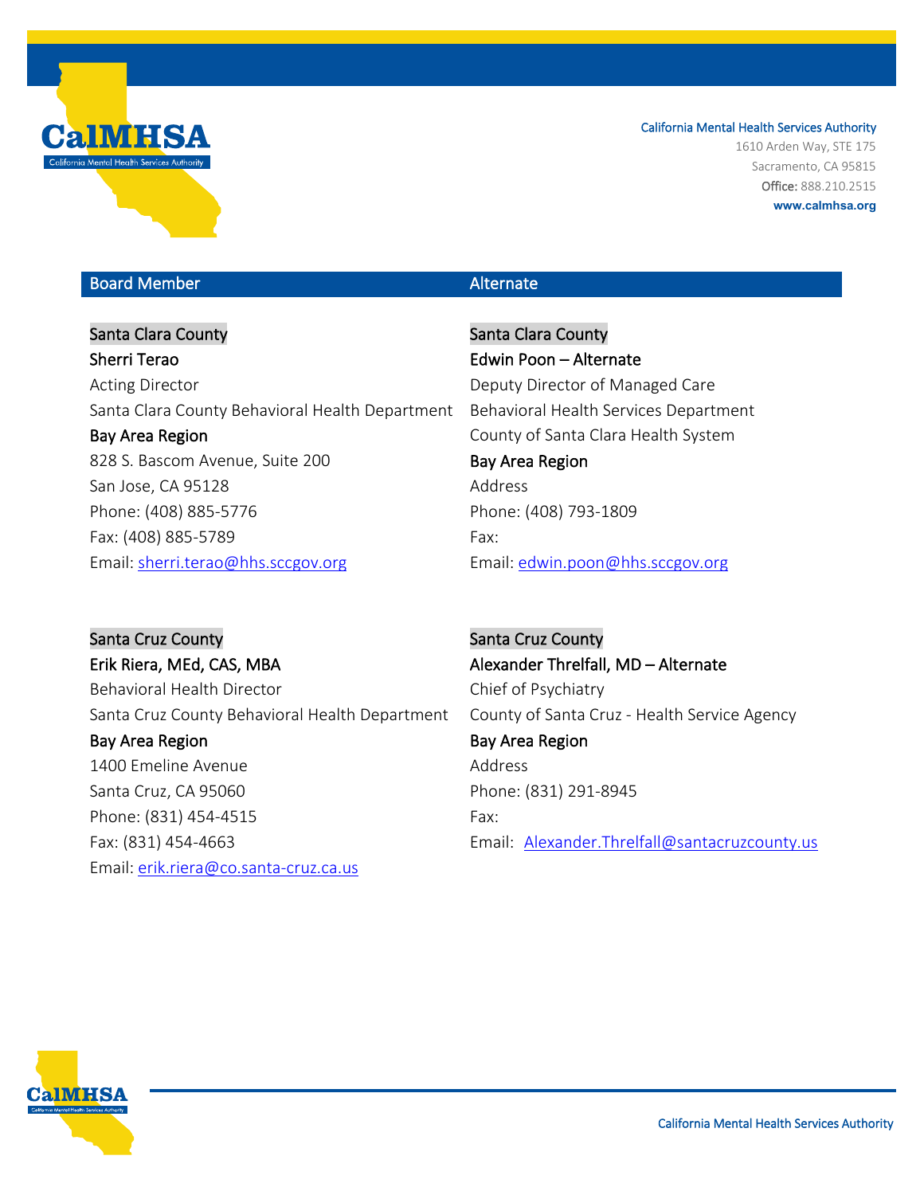California Mental Health Services Authority
1610 Arden Way, STE 175
Sacramento, CA 95815
**Office:** 888.210.2515
**www.calmhsa.org**

| Board Member | Alternate |
|---|---|
| Santa Clara County | Santa Clara County |
| **Sherri Terao** | **Edwin Poon – Alternate** |
| Acting Director | Deputy Director of Managed Care |
| Santa Clara County Behavioral Health Department | Behavioral Health Services Department |
| **Bay Area Region** | County of Santa Clara Health System |
| 828 S. Bascom Avenue, Suite 200 | **Bay Area Region** |
| San Jose, CA 95128 | Address |
| Phone: (408) 885-5776 | Phone: (408) 793-1809 |
| Fax: (408) 885-5789 | Fax: |
| Email: sherri.terao@hhs.sccgov.org | Email: edwin.poon@hhs.sccgov.org |
| | |
| Santa Cruz County | Santa Cruz County |
| **Erik Riera, MEd, CAS, MBA** | **Alexander Threlfall, MD – Alternate** |
| Behavioral Health Director | Chief of Psychiatry |
| Santa Cruz County Behavioral Health Department | County of Santa Cruz - Health Service Agency |
| **Bay Area Region** | **Bay Area Region** |
| 1400 Emeline Avenue | Address |
| Santa Cruz, CA 95060 | Phone: (831) 291-8945 |
| Phone: (831) 454-4515 | Fax: |
| Fax: (831) 454-4663 | Email: Alexander.Threlfall@santacruzcounty.us |
| Email: erik.riera@co.santa-cruz.ca.us | |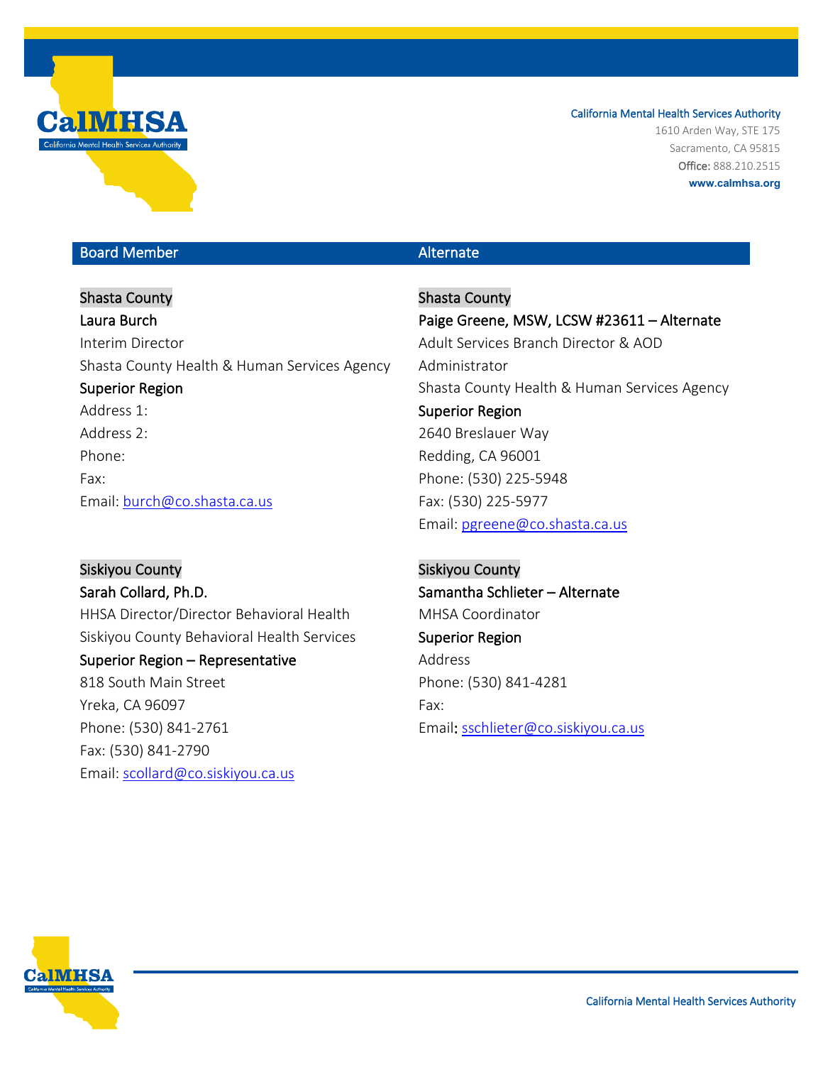California Mental Health Services Authority
1610 Arden Way, STE 175
Sacramento, CA 95815
**Office:** 888.210.2515
**www.calmhsa.org**

| Board Member | Alternate |
|---|---|
| Shasta County | Shasta County |
| **Laura Burch** | **Paige Greene, MSW, LCSW #23611 – Alternate** |
| Interim Director | Adult Services Branch Director & AOD Administrator |
| Shasta County Health & Human Services Agency | Shasta County Health & Human Services Agency |
| **Superior Region** | **Superior Region** |
| Address 1: | 2640 Breslauer Way |
| Address 2: | Redding, CA 96001 |
| Phone: | Phone: (530) 225-5948 |
| Fax: | Fax: (530) 225-5977 |
| Email: burch@co.shasta.ca.us | Email: pgreene@co.shasta.ca.us |
| Siskiyou County | Siskiyou County |
| **Sarah Collard, Ph.D.** | **Samantha Schlieter – Alternate** |
| HHSA Director/Director Behavioral Health | MHSA Coordinator |
| Siskiyou County Behavioral Health Services | **Superior Region** |
| **Superior Region – Representative** | Address |
| 818 South Main Street | Phone: (530) 841-4281 |
| Yreka, CA 96097 | Fax: |
| Phone: (530) 841-2761 | Email: sschlieter@co.siskiyou.ca.us |
| Fax: (530) 841-2790 | |
| Email: scollard@co.siskiyou.ca.us | |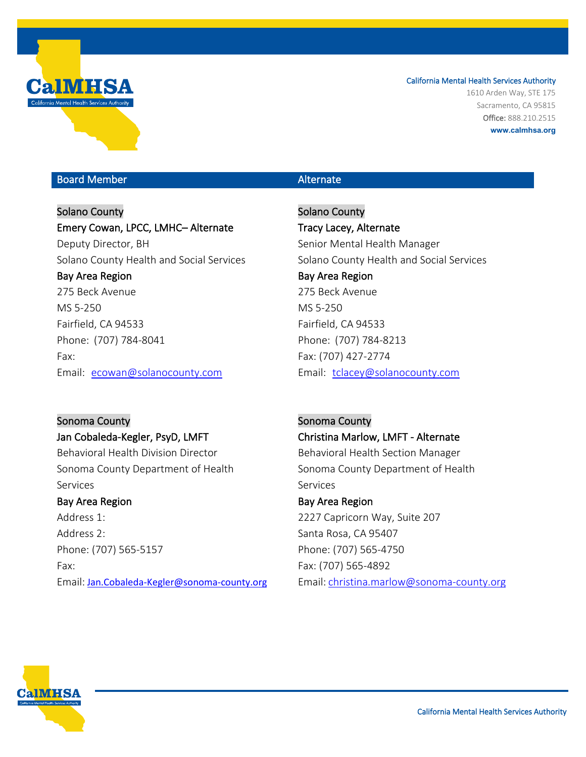California Mental Health Services Authority
1610 Arden Way, STE 175
Sacramento, CA 95815
**Office:** 888.210.2515
**www.calmhsa.org**

| Board Member | Alternate |
|---|---|
| Solano County | Solano County |
| **Emery Cowan, LPCC, LMHC– Alternate** | **Tracy Lacey, Alternate** |
| Deputy Director, BH | Senior Mental Health Manager |
| Solano County Health and Social Services | Solano County Health and Social Services |
| **Bay Area Region** | **Bay Area Region** |
| 275 Beck Avenue | 275 Beck Avenue |
| MS 5-250 | MS 5-250 |
| Fairfield, CA 94533 | Fairfield, CA 94533 |
| Phone: (707) 784-8041 | Phone: (707) 784-8213 |
| Fax: | Fax: (707) 427-2774 |
| Email: ecowan@solanocounty.com | Email: tclacey@solanocounty.com |

| Board Member | Alternate |
|---|---|
| Sonoma County | Sonoma County |
| **Jan Cobaleda-Kegler, PsyD, LMFT** | **Christina Marlow, LMFT - Alternate** |
| Behavioral Health Division Director | Behavioral Health Section Manager |
| Sonoma County Department of Health Services | Sonoma County Department of Health Services |
| **Bay Area Region** | **Bay Area Region** |
| Address 1: | 2227 Capricorn Way, Suite 207 |
| Address 2: | Santa Rosa, CA 95407 |
| Phone: (707) 565-5157 | Phone: (707) 565-4750 |
| Fax: | Fax: (707) 565-4892 |
| Email: Jan.Cobaleda-Kegler@sonoma-county.org | Email: christina.marlow@sonoma-county.org |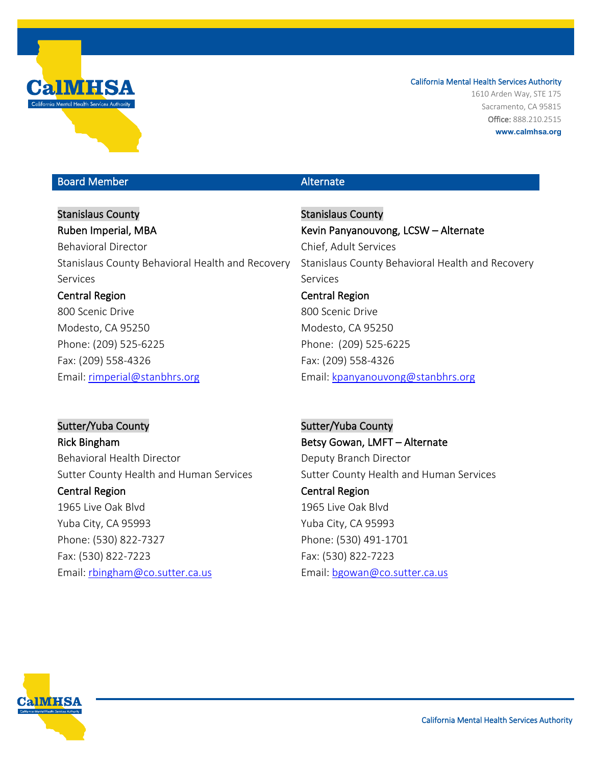California Mental Health Services Authority
1610 Arden Way, STE 175
Sacramento, CA 95815
**Office:** 888.210.2515
**www.calmhsa.org**

| Board Member | Alternate |
|---|---|
| Stanislaus County<br>**Ruben Imperial, MBA**<br>Behavioral Director<br>Stanislaus County Behavioral Health and Recovery Services<br>**Central Region**<br>800 Scenic Drive<br>Modesto, CA 95250<br>Phone: (209) 525-6225<br>Fax: (209) 558-4326<br>Email: rimperial@stanbhrs.org | Stanislaus County<br>**Kevin Panyanouvong, LCSW – Alternate**<br>Chief, Adult Services<br>Stanislaus County Behavioral Health and Recovery Services<br>**Central Region**<br>800 Scenic Drive<br>Modesto, CA 95250<br>Phone: (209) 525-6225<br>Fax: (209) 558-4326<br>Email: kpanyanouvong@stanbhrs.org |
| Sutter/Yuba County<br>**Rick Bingham**<br>Behavioral Health Director<br>Sutter County Health and Human Services<br>**Central Region**<br>1965 Live Oak Blvd<br>Yuba City, CA 95993<br>Phone: (530) 822-7327<br>Fax: (530) 822-7223<br>Email: rbingham@co.sutter.ca.us | Sutter/Yuba County<br>**Betsy Gowan, LMFT – Alternate**<br>Deputy Branch Director<br>Sutter County Health and Human Services<br>**Central Region**<br>1965 Live Oak Blvd<br>Yuba City, CA 95993<br>Phone: (530) 491-1701<br>Fax: (530) 822-7223<br>Email: bgowan@co.sutter.ca.us |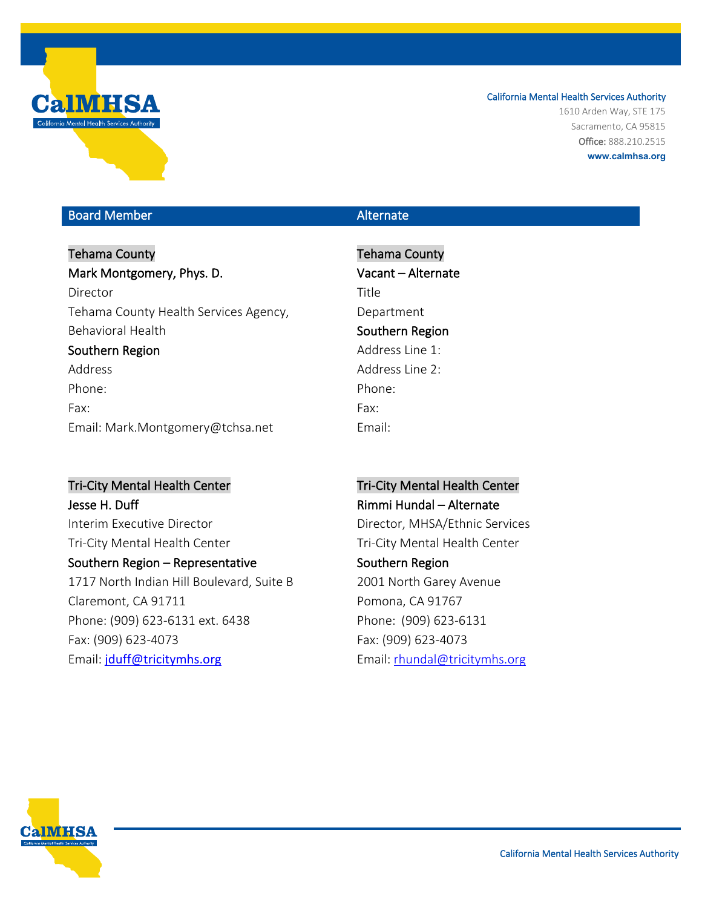| Board Member | Alternate |
|---|---|
| **Tehama County** | **Tehama County** |
| **Mark Montgomery, Phys. D.** | **Vacant – Alternate** |
| Director | Title |
| Tehama County Health Services Agency, Behavioral Health | Department |
| **Southern Region** | **Southern Region** |
| Address | Address Line 1: |
| | Address Line 2: |
| Phone: | Phone: |
| Fax: | Fax: |
| Email: Mark.Montgomery@tchsa.net | Email: |

| Board Member | Alternate |
|---|---|
| **Tri-City Mental Health Center** | **Tri-City Mental Health Center** |
| **Jesse H. Duff** | **Rimmi Hundal – Alternate** |
| Interim Executive Director | Director, MHSA/Ethnic Services |
| Tri-City Mental Health Center | Tri-City Mental Health Center |
| **Southern Region – Representative** | **Southern Region** |
| 1717 North Indian Hill Boulevard, Suite B | 2001 North Garey Avenue |
| Claremont, CA 91711 | Pomona, CA 91767 |
| Phone: (909) 623-6131 ext. 6438 | Phone: (909) 623-6131 |
| Fax: (909) 623-4073 | Fax: (909) 623-4073 |
| Email: jduff@tricitymhs.org | Email: rhundal@tricitymhs.org |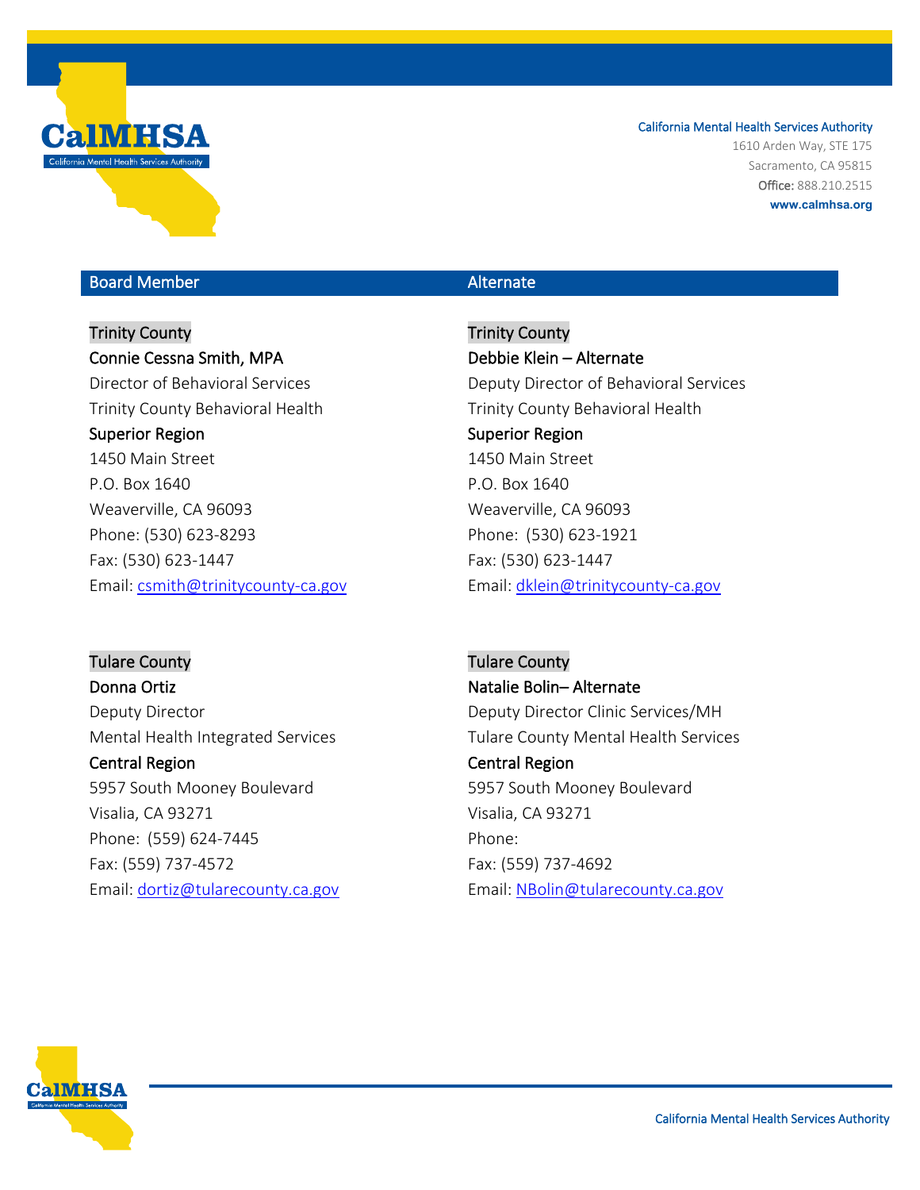| Board Member | Alternate |
|---|---|
| Trinity County | Trinity County |
| **Connie Cessna Smith, MPA** | **Debbie Klein – Alternate** |
| Director of Behavioral Services | Deputy Director of Behavioral Services |
| Trinity County Behavioral Health | Trinity County Behavioral Health |
| **Superior Region** | **Superior Region** |
| 1450 Main Street | 1450 Main Street |
| P.O. Box 1640 | P.O. Box 1640 |
| Weaverville, CA 96093 | Weaverville, CA 96093 |
| Phone: (530) 623-8293 | Phone: (530) 623-1921 |
| Fax: (530) 623-1447 | Fax: (530) 623-1447 |
| Email: csmith@trinitycounty-ca.gov | Email: dklein@trinitycounty-ca.gov |
| | |
| Tulare County | Tulare County |
| **Donna Ortiz** | **Natalie Bolin– Alternate** |
| Deputy Director | Deputy Director Clinic Services/MH |
| Mental Health Integrated Services | Tulare County Mental Health Services |
| **Central Region** | **Central Region** |
| 5957 South Mooney Boulevard | 5957 South Mooney Boulevard |
| Visalia, CA 93271 | Visalia, CA 93271 |
| Phone: (559) 624-7445 | Phone: |
| Fax: (559) 737-4572 | Fax: (559) 737-4692 |
| Email: dortiz@tularecounty.ca.gov | Email: NBolin@tularecounty.ca.gov |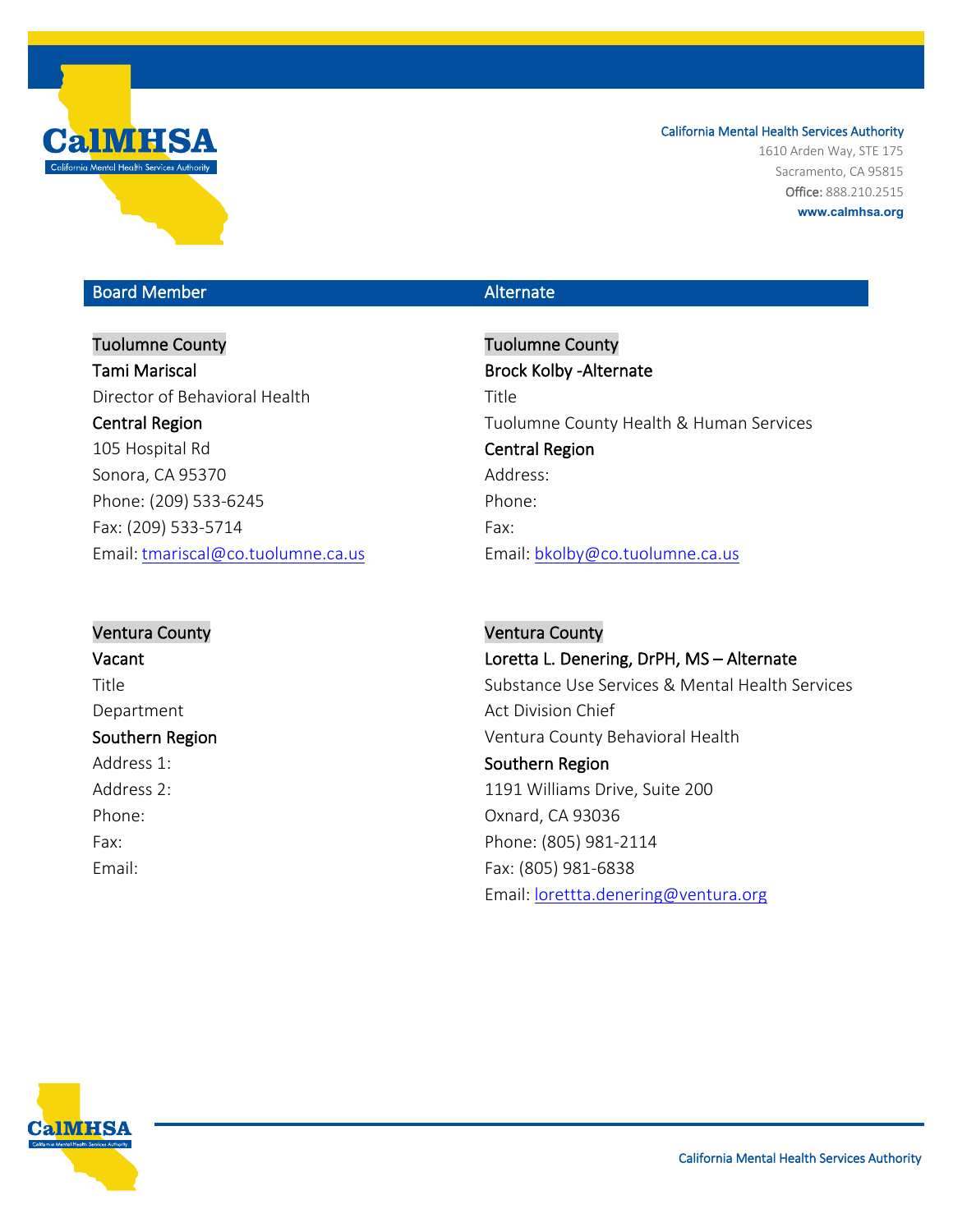California Mental Health Services Authority
1610 Arden Way, STE 175
Sacramento, CA 95815
**Office:** 888.210.2515
**www.calmhsa.org**

| Board Member | Alternate |
|---|---|
| Tuolumne County<br>**Tami Mariscal**<br>Director of Behavioral Health<br>**Central Region**<br>105 Hospital Rd<br>Sonora, CA 95370<br>Phone: (209) 533-6245<br>Fax: (209) 533-5714<br>Email: tmariscal@co.tuolumne.ca.us | Tuolumne County<br>**Brock Kolby -Alternate**<br>Title<br>Tuolumne County Health & Human Services<br>**Central Region**<br>Address:<br>Phone:<br>Fax:<br>Email: bkolby@co.tuolumne.ca.us |
| Ventura County<br>**Vacant**<br>Title<br>Department<br>**Southern Region**<br>Address 1:<br>Address 2:<br>Phone:<br>Fax:<br>Email: | Ventura County<br>**Loretta L. Denering, DrPH, MS – Alternate**<br>Substance Use Services & Mental Health Services Act Division Chief<br>Ventura County Behavioral Health<br>**Southern Region**<br>1191 Williams Drive, Suite 200<br>Oxnard, CA 93036<br>Phone: (805) 981-2114<br>Fax: (805) 981-6838<br>Email: lorettta.denering@ventura.org |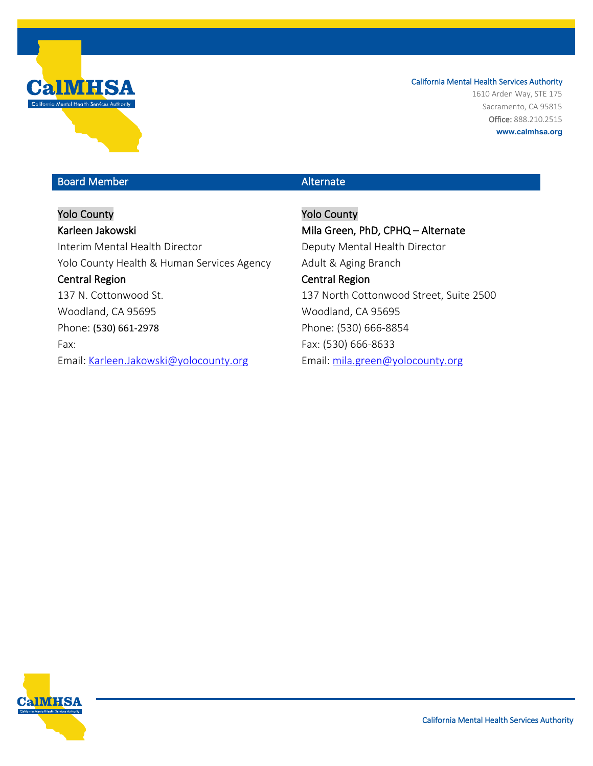California Mental Health Services Authority
1610 Arden Way, STE 175
Sacramento, CA 95815
Office: 888.210.2515
www.calmhsa.org

| Board Member | Alternate |
|---|---|
| Yolo County | Yolo County |
| **Karleen Jakowski** | **Mila Green, PhD, CPHQ – Alternate** |
| Interim Mental Health Director | Deputy Mental Health Director |
| Yolo County Health & Human Services Agency | Adult & Aging Branch |
| **Central Region** | **Central Region** |
| 137 N. Cottonwood St. | 137 North Cottonwood Street, Suite 2500 |
| Woodland, CA 95695 | Woodland, CA 95695 |
| Phone: (530) 661-2978 | Phone: (530) 666-8854 |
| Fax: | Fax: (530) 666-8633 |
| Email: Karleen.Jakowski@yolocounty.org | Email: mila.green@yolocounty.org |